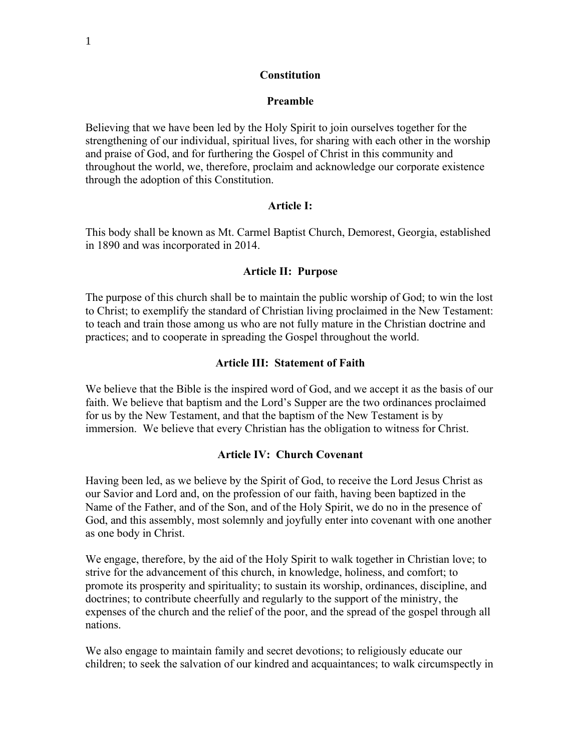# Constitution

## Preamble

Believing that we have been led by the Holy Spirit to join ourselves together for the strengthening of our individual, spiritual lives, for sharing with each other in the worship and praise of God, and for furthering the Gospel of Christ in this community and throughout the world, we, therefore, proclaim and acknowledge our corporate existence through the adoption of this Constitution.

## Article I:

This body shall be known as Mt. Carmel Baptist Church, Demorest, Georgia, established in 1890 and was incorporated in 2014.

## Article II: Purpose

The purpose of this church shall be to maintain the public worship of God; to win the lost to Christ; to exemplify the standard of Christian living proclaimed in the New Testament: to teach and train those among us who are not fully mature in the Christian doctrine and practices; and to cooperate in spreading the Gospel throughout the world.

## Article III: Statement of Faith

We believe that the Bible is the inspired word of God, and we accept it as the basis of our faith. We believe that baptism and the Lord's Supper are the two ordinances proclaimed for us by the New Testament, and that the baptism of the New Testament is by immersion. We believe that every Christian has the obligation to witness for Christ.

## Article IV: Church Covenant

Having been led, as we believe by the Spirit of God, to receive the Lord Jesus Christ as our Savior and Lord and, on the profession of our faith, having been baptized in the Name of the Father, and of the Son, and of the Holy Spirit, we do no in the presence of God, and this assembly, most solemnly and joyfully enter into covenant with one another as one body in Christ.

We engage, therefore, by the aid of the Holy Spirit to walk together in Christian love; to strive for the advancement of this church, in knowledge, holiness, and comfort; to promote its prosperity and spirituality; to sustain its worship, ordinances, discipline, and doctrines; to contribute cheerfully and regularly to the support of the ministry, the expenses of the church and the relief of the poor, and the spread of the gospel through all nations.

We also engage to maintain family and secret devotions; to religiously educate our children; to seek the salvation of our kindred and acquaintances; to walk circumspectly in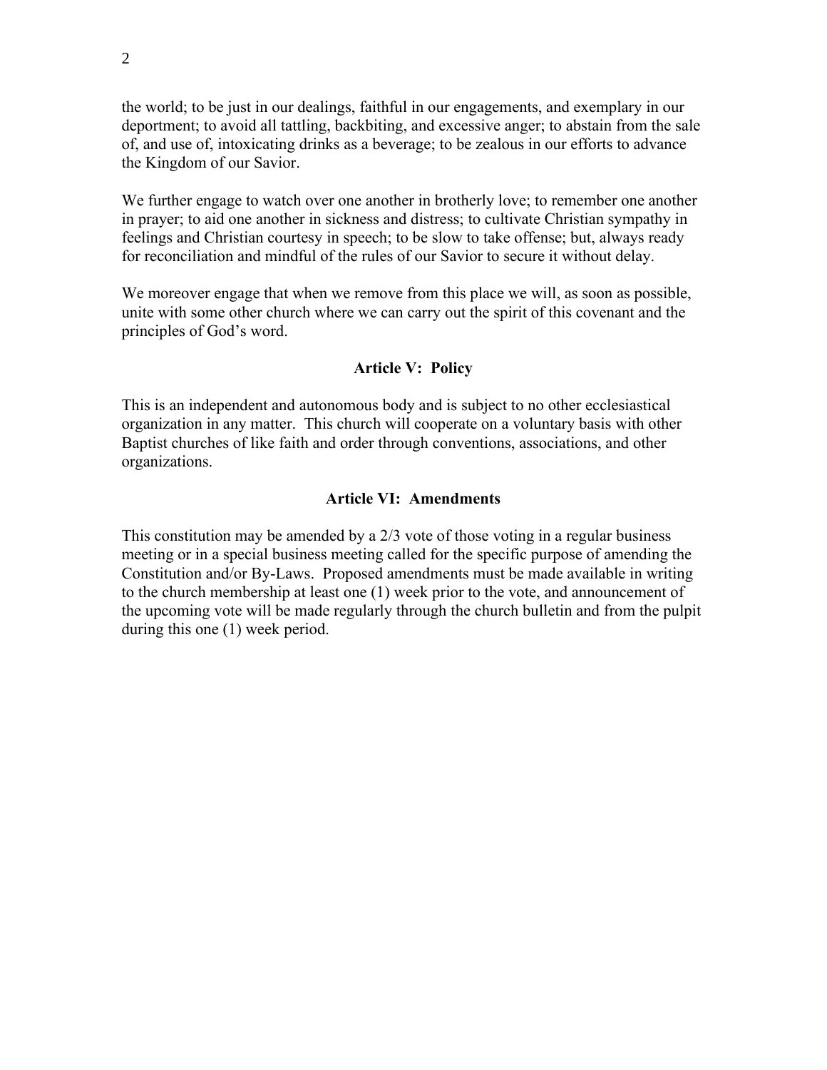the world; to be just in our dealings, faithful in our engagements, and exemplary in our deportment; to avoid all tattling, backbiting, and excessive anger; to abstain from the sale of, and use of, intoxicating drinks as a beverage; to be zealous in our efforts to advance the Kingdom of our Savior.

We further engage to watch over one another in brotherly love; to remember one another in prayer; to aid one another in sickness and distress; to cultivate Christian sympathy in feelings and Christian courtesy in speech; to be slow to take offense; but, always ready for reconciliation and mindful of the rules of our Savior to secure it without delay.

We moreover engage that when we remove from this place we will, as soon as possible, unite with some other church where we can carry out the spirit of this covenant and the principles of God's word.

## Article V: Policy

This is an independent and autonomous body and is subject to no other ecclesiastical organization in any matter. This church will cooperate on a voluntary basis with other Baptist churches of like faith and order through conventions, associations, and other organizations.

## Article VI: Amendments

This constitution may be amended by a 2/3 vote of those voting in a regular business meeting or in a special business meeting called for the specific purpose of amending the Constitution and/or By-Laws. Proposed amendments must be made available in writing to the church membership at least one (1) week prior to the vote, and announcement of the upcoming vote will be made regularly through the church bulletin and from the pulpit during this one (1) week period.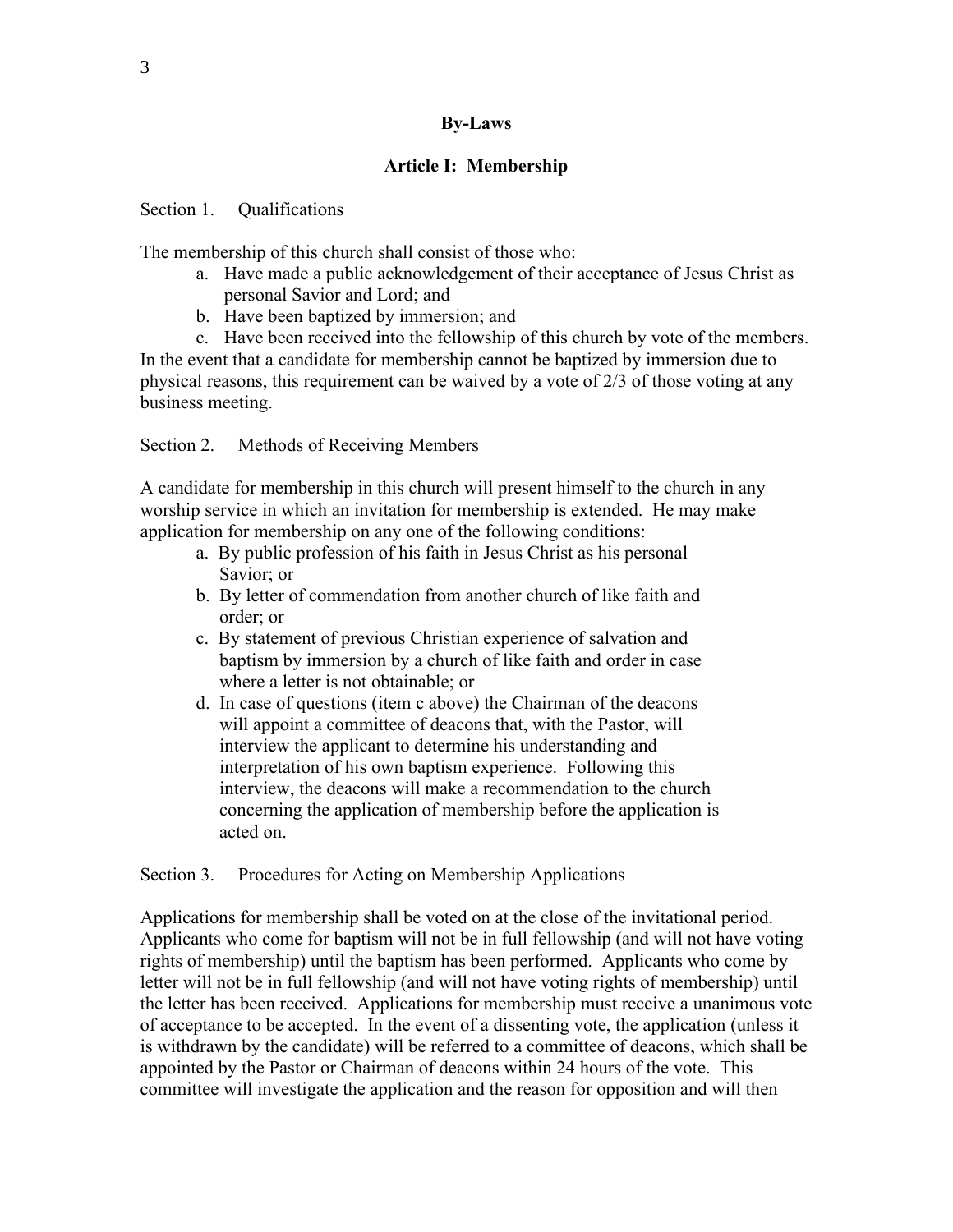# By-Laws

## Article I: Membership

Section 1. Qualifications

The membership of this church shall consist of those who:

a. Have made a public acknowledgement of their acceptance of Jesus Christ as personal Savior and Lord; and
b. Have been baptized by immersion; and
c. Have been received into the fellowship of this church by vote of the members.

In the event that a candidate for membership cannot be baptized by immersion due to physical reasons, this requirement can be waived by a vote of 2/3 of those voting at any business meeting.

Section 2. Methods of Receiving Members

A candidate for membership in this church will present himself to the church in any worship service in which an invitation for membership is extended. He may make application for membership on any one of the following conditions:

a. By public profession of his faith in Jesus Christ as his personal Savior; or
b. By letter of commendation from another church of like faith and order; or
c. By statement of previous Christian experience of salvation and baptism by immersion by a church of like faith and order in case where a letter is not obtainable; or
d. In case of questions (item c above) the Chairman of the deacons will appoint a committee of deacons that, with the Pastor, will interview the applicant to determine his understanding and interpretation of his own baptism experience. Following this interview, the deacons will make a recommendation to the church concerning the application of membership before the application is acted on.

Section 3. Procedures for Acting on Membership Applications

Applications for membership shall be voted on at the close of the invitational period. Applicants who come for baptism will not be in full fellowship (and will not have voting rights of membership) until the baptism has been performed. Applicants who come by letter will not be in full fellowship (and will not have voting rights of membership) until the letter has been received. Applications for membership must receive a unanimous vote of acceptance to be accepted. In the event of a dissenting vote, the application (unless it is withdrawn by the candidate) will be referred to a committee of deacons, which shall be appointed by the Pastor or Chairman of deacons within 24 hours of the vote. This committee will investigate the application and the reason for opposition and will then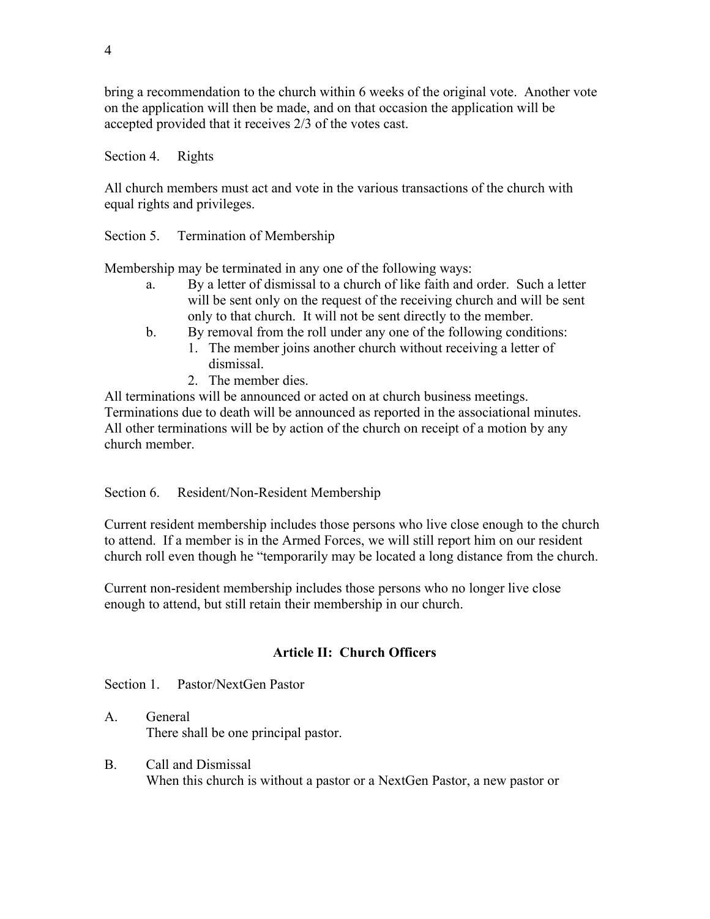bring a recommendation to the church within 6 weeks of the original vote. Another vote on the application will then be made, and on that occasion the application will be accepted provided that it receives 2/3 of the votes cast.

Section 4. Rights

All church members must act and vote in the various transactions of the church with equal rights and privileges.

Section 5. Termination of Membership

Membership may be terminated in any one of the following ways:

a. By a letter of dismissal to a church of like faith and order. Such a letter will be sent only on the request of the receiving church and will be sent only to that church. It will not be sent directly to the member.
b. By removal from the roll under any one of the following conditions:
    1. The member joins another church without receiving a letter of dismissal.
    2. The member dies.

All terminations will be announced or acted on at church business meetings. Terminations due to death will be announced as reported in the associational minutes. All other terminations will be by action of the church on receipt of a motion by any church member.

Section 6. Resident/Non-Resident Membership

Current resident membership includes those persons who live close enough to the church to attend. If a member is in the Armed Forces, we will still report him on our resident church roll even though he "temporarily may be located a long distance from the church.

Current non-resident membership includes those persons who no longer live close enough to attend, but still retain their membership in our church.

## Article II: Church Officers

Section 1. Pastor/NextGen Pastor

A. General
There shall be one principal pastor.

B. Call and Dismissal
When this church is without a pastor or a NextGen Pastor, a new pastor or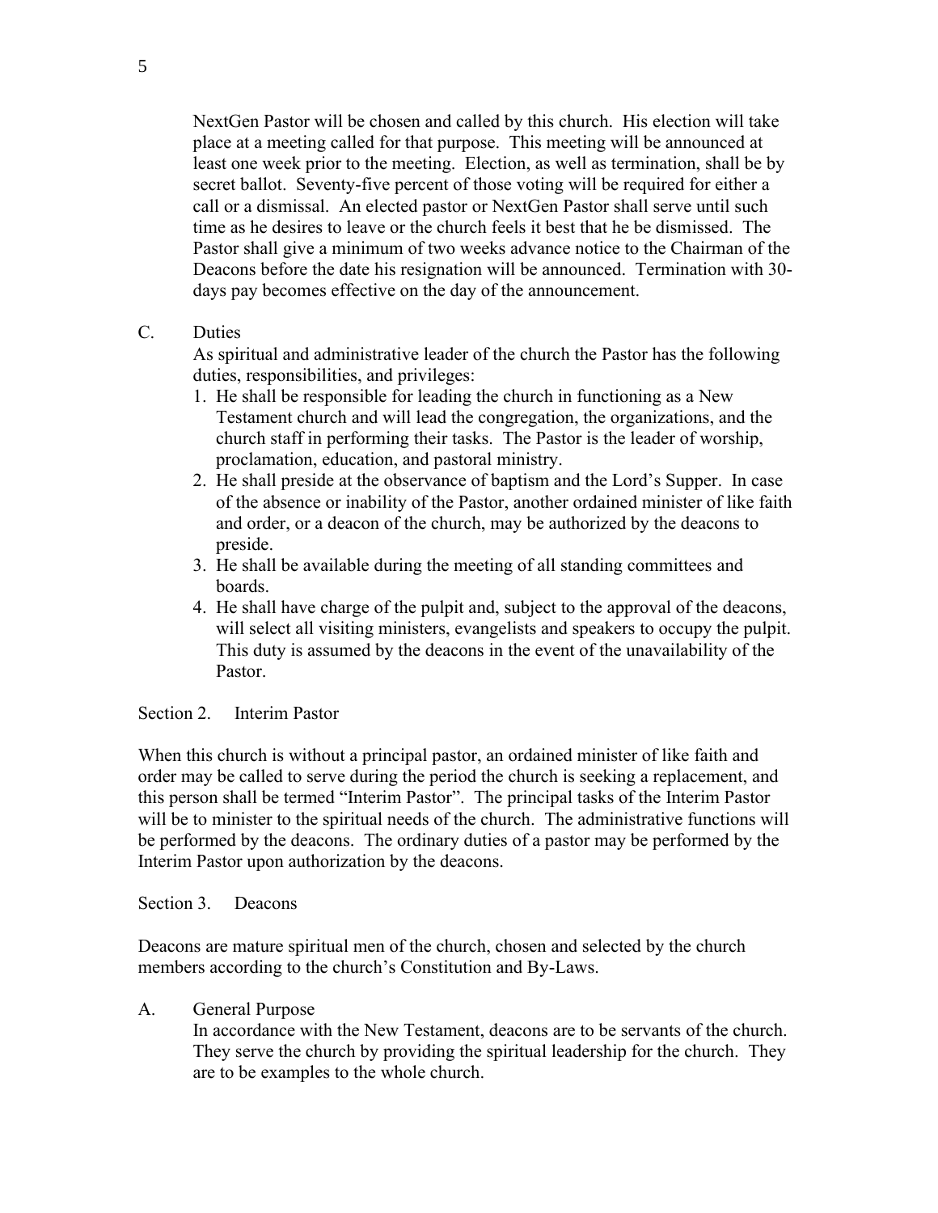NextGen Pastor will be chosen and called by this church. His election will take place at a meeting called for that purpose. This meeting will be announced at least one week prior to the meeting. Election, as well as termination, shall be by secret ballot. Seventy-five percent of those voting will be required for either a call or a dismissal. An elected pastor or NextGen Pastor shall serve until such time as he desires to leave or the church feels it best that he be dismissed. The Pastor shall give a minimum of two weeks advance notice to the Chairman of the Deacons before the date his resignation will be announced. Termination with 30-days pay becomes effective on the day of the announcement.

C. Duties

As spiritual and administrative leader of the church the Pastor has the following duties, responsibilities, and privileges:

1. He shall be responsible for leading the church in functioning as a New Testament church and will lead the congregation, the organizations, and the church staff in performing their tasks. The Pastor is the leader of worship, proclamation, education, and pastoral ministry.
2. He shall preside at the observance of baptism and the Lord's Supper. In case of the absence or inability of the Pastor, another ordained minister of like faith and order, or a deacon of the church, may be authorized by the deacons to preside.
3. He shall be available during the meeting of all standing committees and boards.
4. He shall have charge of the pulpit and, subject to the approval of the deacons, will select all visiting ministers, evangelists and speakers to occupy the pulpit. This duty is assumed by the deacons in the event of the unavailability of the Pastor.

Section 2. Interim Pastor

When this church is without a principal pastor, an ordained minister of like faith and order may be called to serve during the period the church is seeking a replacement, and this person shall be termed "Interim Pastor". The principal tasks of the Interim Pastor will be to minister to the spiritual needs of the church. The administrative functions will be performed by the deacons. The ordinary duties of a pastor may be performed by the Interim Pastor upon authorization by the deacons.

Section 3. Deacons

Deacons are mature spiritual men of the church, chosen and selected by the church members according to the church's Constitution and By-Laws.

A. General Purpose

In accordance with the New Testament, deacons are to be servants of the church. They serve the church by providing the spiritual leadership for the church. They are to be examples to the whole church.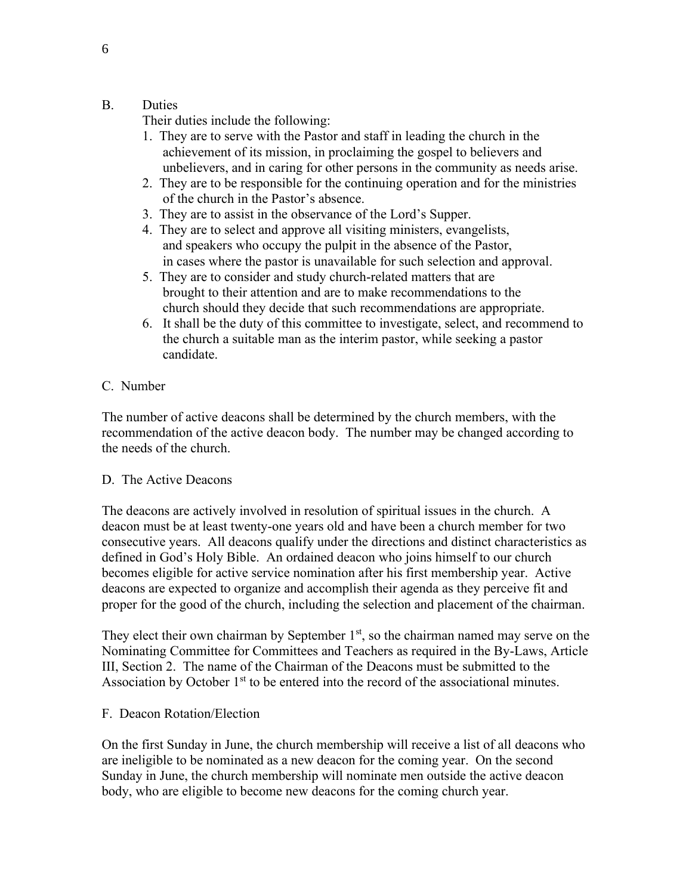## B. Duties

Their duties include the following:

1. They are to serve with the Pastor and staff in leading the church in the achievement of its mission, in proclaiming the gospel to believers and unbelievers, and in caring for other persons in the community as needs arise.
2. They are to be responsible for the continuing operation and for the ministries of the church in the Pastor's absence.
3. They are to assist in the observance of the Lord's Supper.
4. They are to select and approve all visiting ministers, evangelists, and speakers who occupy the pulpit in the absence of the Pastor, in cases where the pastor is unavailable for such selection and approval.
5. They are to consider and study church-related matters that are brought to their attention and are to make recommendations to the church should they decide that such recommendations are appropriate.
6. It shall be the duty of this committee to investigate, select, and recommend to the church a suitable man as the interim pastor, while seeking a pastor candidate.

## C. Number

The number of active deacons shall be determined by the church members, with the recommendation of the active deacon body. The number may be changed according to the needs of the church.

## D. The Active Deacons

The deacons are actively involved in resolution of spiritual issues in the church. A deacon must be at least twenty-one years old and have been a church member for two consecutive years. All deacons qualify under the directions and distinct characteristics as defined in God's Holy Bible. An ordained deacon who joins himself to our church becomes eligible for active service nomination after his first membership year. Active deacons are expected to organize and accomplish their agenda as they perceive fit and proper for the good of the church, including the selection and placement of the chairman.

They elect their own chairman by September 1st, so the chairman named may serve on the Nominating Committee for Committees and Teachers as required in the By-Laws, Article III, Section 2. The name of the Chairman of the Deacons must be submitted to the Association by October 1st to be entered into the record of the associational minutes.

## F. Deacon Rotation/Election

On the first Sunday in June, the church membership will receive a list of all deacons who are ineligible to be nominated as a new deacon for the coming year. On the second Sunday in June, the church membership will nominate men outside the active deacon body, who are eligible to become new deacons for the coming church year.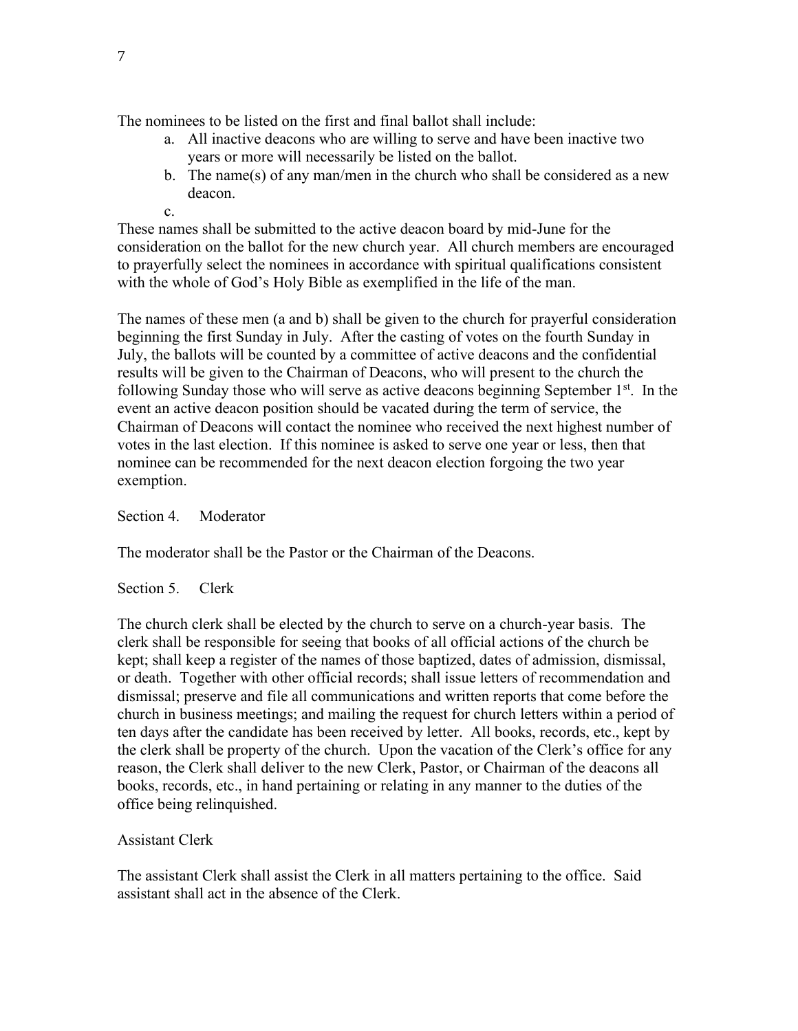The nominees to be listed on the first and final ballot shall include:

a. All inactive deacons who are willing to serve and have been inactive two years or more will necessarily be listed on the ballot.
b. The name(s) of any man/men in the church who shall be considered as a new deacon.
c.

These names shall be submitted to the active deacon board by mid-June for the consideration on the ballot for the new church year. All church members are encouraged to prayerfully select the nominees in accordance with spiritual qualifications consistent with the whole of God's Holy Bible as exemplified in the life of the man.

The names of these men (a and b) shall be given to the church for prayerful consideration beginning the first Sunday in July. After the casting of votes on the fourth Sunday in July, the ballots will be counted by a committee of active deacons and the confidential results will be given to the Chairman of Deacons, who will present to the church the following Sunday those who will serve as active deacons beginning September 1st. In the event an active deacon position should be vacated during the term of service, the Chairman of Deacons will contact the nominee who received the next highest number of votes in the last election. If this nominee is asked to serve one year or less, then that nominee can be recommended for the next deacon election forgoing the two year exemption.

Section 4. Moderator

The moderator shall be the Pastor or the Chairman of the Deacons.

Section 5. Clerk

The church clerk shall be elected by the church to serve on a church-year basis. The clerk shall be responsible for seeing that books of all official actions of the church be kept; shall keep a register of the names of those baptized, dates of admission, dismissal, or death. Together with other official records; shall issue letters of recommendation and dismissal; preserve and file all communications and written reports that come before the church in business meetings; and mailing the request for church letters within a period of ten days after the candidate has been received by letter. All books, records, etc., kept by the clerk shall be property of the church. Upon the vacation of the Clerk's office for any reason, the Clerk shall deliver to the new Clerk, Pastor, or Chairman of the deacons all books, records, etc., in hand pertaining or relating in any manner to the duties of the office being relinquished.

Assistant Clerk

The assistant Clerk shall assist the Clerk in all matters pertaining to the office. Said assistant shall act in the absence of the Clerk.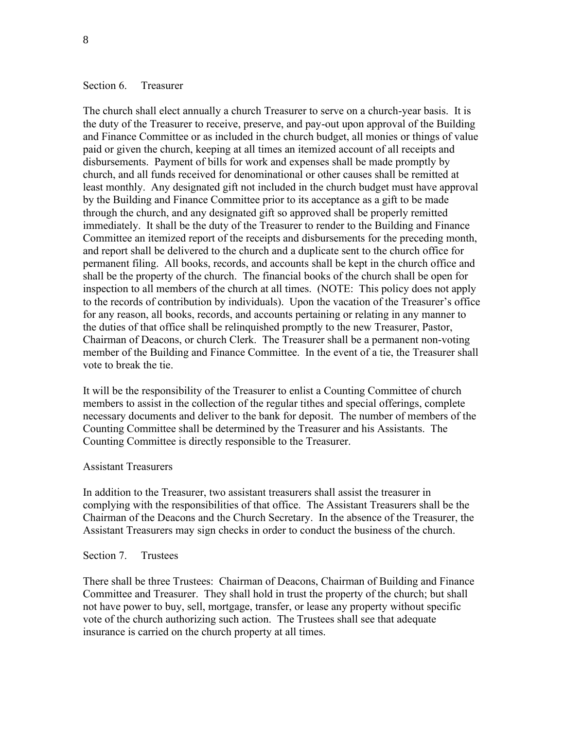## Section 6. Treasurer

The church shall elect annually a church Treasurer to serve on a church-year basis. It is the duty of the Treasurer to receive, preserve, and pay-out upon approval of the Building and Finance Committee or as included in the church budget, all monies or things of value paid or given the church, keeping at all times an itemized account of all receipts and disbursements. Payment of bills for work and expenses shall be made promptly by church, and all funds received for denominational or other causes shall be remitted at least monthly. Any designated gift not included in the church budget must have approval by the Building and Finance Committee prior to its acceptance as a gift to be made through the church, and any designated gift so approved shall be properly remitted immediately. It shall be the duty of the Treasurer to render to the Building and Finance Committee an itemized report of the receipts and disbursements for the preceding month, and report shall be delivered to the church and a duplicate sent to the church office for permanent filing. All books, records, and accounts shall be kept in the church office and shall be the property of the church. The financial books of the church shall be open for inspection to all members of the church at all times. (NOTE: This policy does not apply to the records of contribution by individuals). Upon the vacation of the Treasurer's office for any reason, all books, records, and accounts pertaining or relating in any manner to the duties of that office shall be relinquished promptly to the new Treasurer, Pastor, Chairman of Deacons, or church Clerk. The Treasurer shall be a permanent non-voting member of the Building and Finance Committee. In the event of a tie, the Treasurer shall vote to break the tie.

It will be the responsibility of the Treasurer to enlist a Counting Committee of church members to assist in the collection of the regular tithes and special offerings, complete necessary documents and deliver to the bank for deposit. The number of members of the Counting Committee shall be determined by the Treasurer and his Assistants. The Counting Committee is directly responsible to the Treasurer.

### Assistant Treasurers

In addition to the Treasurer, two assistant treasurers shall assist the treasurer in complying with the responsibilities of that office. The Assistant Treasurers shall be the Chairman of the Deacons and the Church Secretary. In the absence of the Treasurer, the Assistant Treasurers may sign checks in order to conduct the business of the church.

## Section 7. Trustees

There shall be three Trustees: Chairman of Deacons, Chairman of Building and Finance Committee and Treasurer. They shall hold in trust the property of the church; but shall not have power to buy, sell, mortgage, transfer, or lease any property without specific vote of the church authorizing such action. The Trustees shall see that adequate insurance is carried on the church property at all times.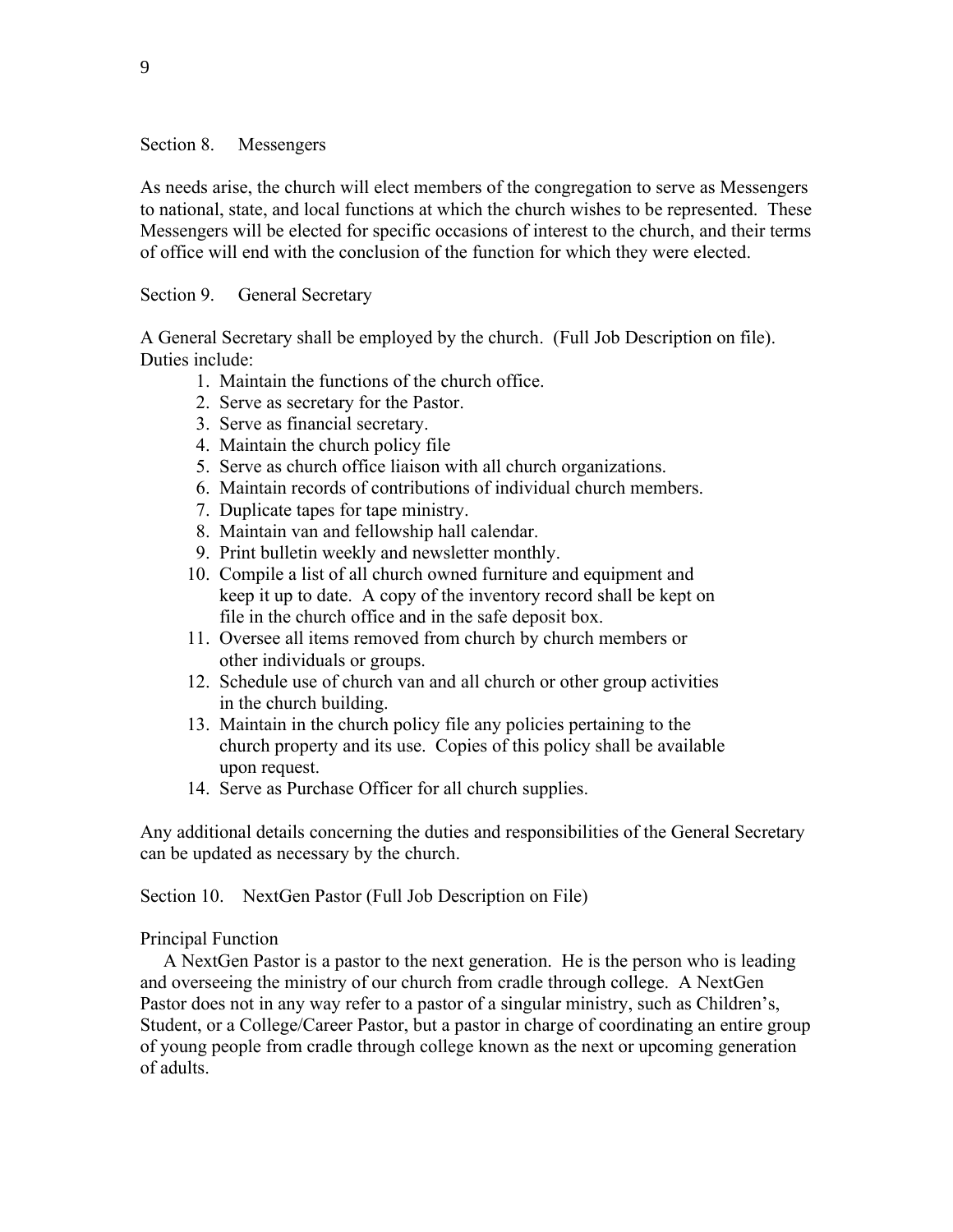### Section 8. Messengers

As needs arise, the church will elect members of the congregation to serve as Messengers to national, state, and local functions at which the church wishes to be represented. These Messengers will be elected for specific occasions of interest to the church, and their terms of office will end with the conclusion of the function for which they were elected.

### Section 9. General Secretary

A General Secretary shall be employed by the church. (Full Job Description on file). Duties include:

1. Maintain the functions of the church office.
2. Serve as secretary for the Pastor.
3. Serve as financial secretary.
4. Maintain the church policy file
5. Serve as church office liaison with all church organizations.
6. Maintain records of contributions of individual church members.
7. Duplicate tapes for tape ministry.
8. Maintain van and fellowship hall calendar.
9. Print bulletin weekly and newsletter monthly.
10. Compile a list of all church owned furniture and equipment and keep it up to date. A copy of the inventory record shall be kept on file in the church office and in the safe deposit box.
11. Oversee all items removed from church by church members or other individuals or groups.
12. Schedule use of church van and all church or other group activities in the church building.
13. Maintain in the church policy file any policies pertaining to the church property and its use. Copies of this policy shall be available upon request.
14. Serve as Purchase Officer for all church supplies.

Any additional details concerning the duties and responsibilities of the General Secretary can be updated as necessary by the church.

### Section 10. NextGen Pastor (Full Job Description on File)

Principal Function

A NextGen Pastor is a pastor to the next generation. He is the person who is leading and overseeing the ministry of our church from cradle through college. A NextGen Pastor does not in any way refer to a pastor of a singular ministry, such as Children's, Student, or a College/Career Pastor, but a pastor in charge of coordinating an entire group of young people from cradle through college known as the next or upcoming generation of adults.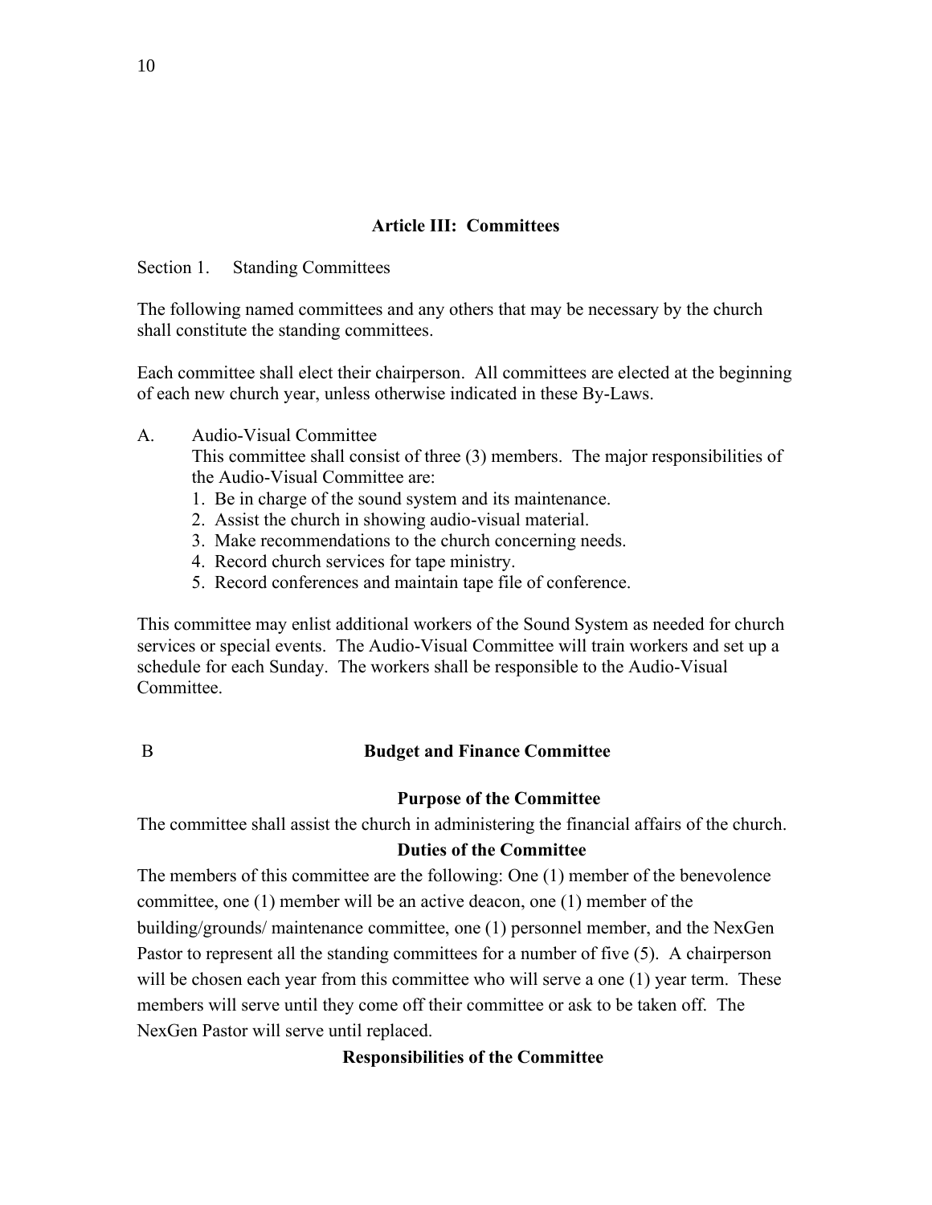## Article III: Committees

Section 1. Standing Committees

The following named committees and any others that may be necessary by the church shall constitute the standing committees.

Each committee shall elect their chairperson. All committees are elected at the beginning of each new church year, unless otherwise indicated in these By-Laws.

A. Audio-Visual Committee

This committee shall consist of three (3) members. The major responsibilities of the Audio-Visual Committee are:

1. Be in charge of the sound system and its maintenance.
2. Assist the church in showing audio-visual material.
3. Make recommendations to the church concerning needs.
4. Record church services for tape ministry.
5. Record conferences and maintain tape file of conference.

This committee may enlist additional workers of the Sound System as needed for church services or special events. The Audio-Visual Committee will train workers and set up a schedule for each Sunday. The workers shall be responsible to the Audio-Visual Committee.

B **Budget and Finance Committee**

**Purpose of the Committee**

The committee shall assist the church in administering the financial affairs of the church.

**Duties of the Committee**

The members of this committee are the following: One (1) member of the benevolence committee, one (1) member will be an active deacon, one (1) member of the building/grounds/ maintenance committee, one (1) personnel member, and the NexGen Pastor to represent all the standing committees for a number of five (5). A chairperson will be chosen each year from this committee who will serve a one (1) year term. These members will serve until they come off their committee or ask to be taken off. The NexGen Pastor will serve until replaced.

**Responsibilities of the Committee**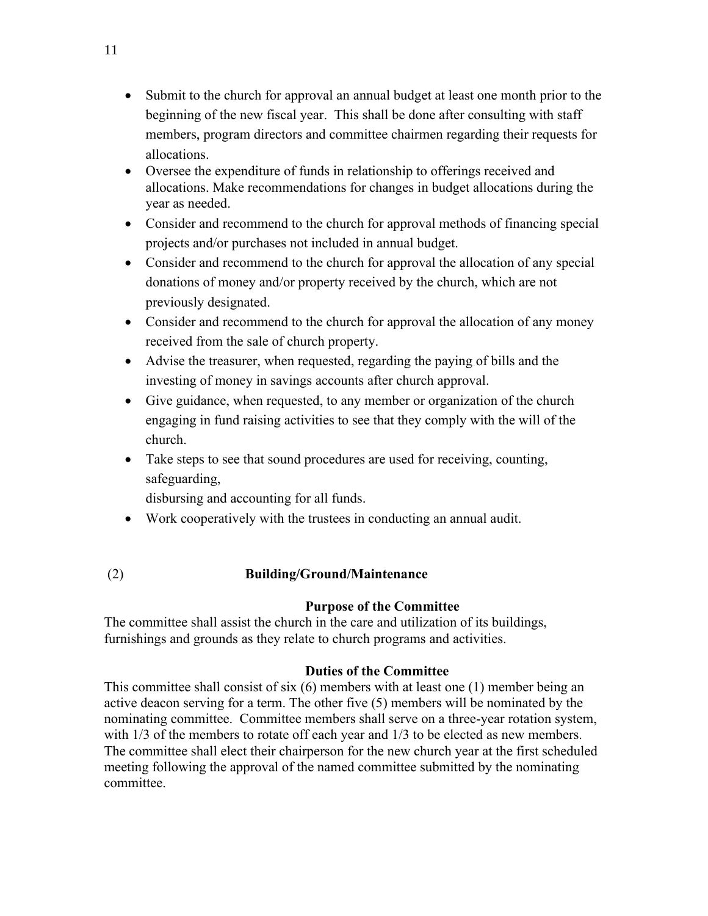- Submit to the church for approval an annual budget at least one month prior to the beginning of the new fiscal year. This shall be done after consulting with staff members, program directors and committee chairmen regarding their requests for allocations.
- Oversee the expenditure of funds in relationship to offerings received and allocations. Make recommendations for changes in budget allocations during the year as needed.
- Consider and recommend to the church for approval methods of financing special projects and/or purchases not included in annual budget.
- Consider and recommend to the church for approval the allocation of any special donations of money and/or property received by the church, which are not previously designated.
- Consider and recommend to the church for approval the allocation of any money received from the sale of church property.
- Advise the treasurer, when requested, regarding the paying of bills and the investing of money in savings accounts after church approval.
- Give guidance, when requested, to any member or organization of the church engaging in fund raising activities to see that they comply with the will of the church.
- Take steps to see that sound procedures are used for receiving, counting, safeguarding,
  disbursing and accounting for all funds.
- Work cooperatively with the trustees in conducting an annual audit.

### (2) Building/Ground/Maintenance

**Purpose of the Committee**

The committee shall assist the church in the care and utilization of its buildings, furnishings and grounds as they relate to church programs and activities.

**Duties of the Committee**

This committee shall consist of six (6) members with at least one (1) member being an active deacon serving for a term. The other five (5) members will be nominated by the nominating committee. Committee members shall serve on a three-year rotation system, with 1/3 of the members to rotate off each year and 1/3 to be elected as new members. The committee shall elect their chairperson for the new church year at the first scheduled meeting following the approval of the named committee submitted by the nominating committee.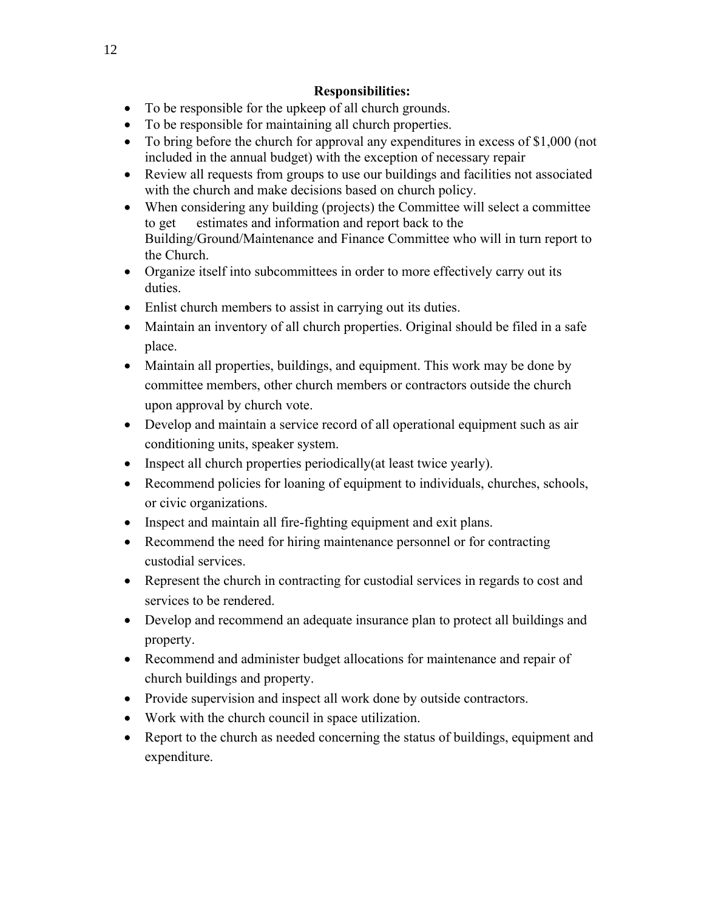**Responsibilities:**

- To be responsible for the upkeep of all church grounds.
- To be responsible for maintaining all church properties.
- To bring before the church for approval any expenditures in excess of $1,000 (not included in the annual budget) with the exception of necessary repair
- Review all requests from groups to use our buildings and facilities not associated with the church and make decisions based on church policy.
- When considering any building (projects) the Committee will select a committee to get estimates and information and report back to the Building/Ground/Maintenance and Finance Committee who will in turn report to the Church.
- Organize itself into subcommittees in order to more effectively carry out its duties.
- Enlist church members to assist in carrying out its duties.
- Maintain an inventory of all church properties. Original should be filed in a safe place.
- Maintain all properties, buildings, and equipment. This work may be done by committee members, other church members or contractors outside the church upon approval by church vote.
- Develop and maintain a service record of all operational equipment such as air conditioning units, speaker system.
- Inspect all church properties periodically(at least twice yearly).
- Recommend policies for loaning of equipment to individuals, churches, schools, or civic organizations.
- Inspect and maintain all fire-fighting equipment and exit plans.
- Recommend the need for hiring maintenance personnel or for contracting custodial services.
- Represent the church in contracting for custodial services in regards to cost and services to be rendered.
- Develop and recommend an adequate insurance plan to protect all buildings and property.
- Recommend and administer budget allocations for maintenance and repair of church buildings and property.
- Provide supervision and inspect all work done by outside contractors.
- Work with the church council in space utilization.
- Report to the church as needed concerning the status of buildings, equipment and expenditure.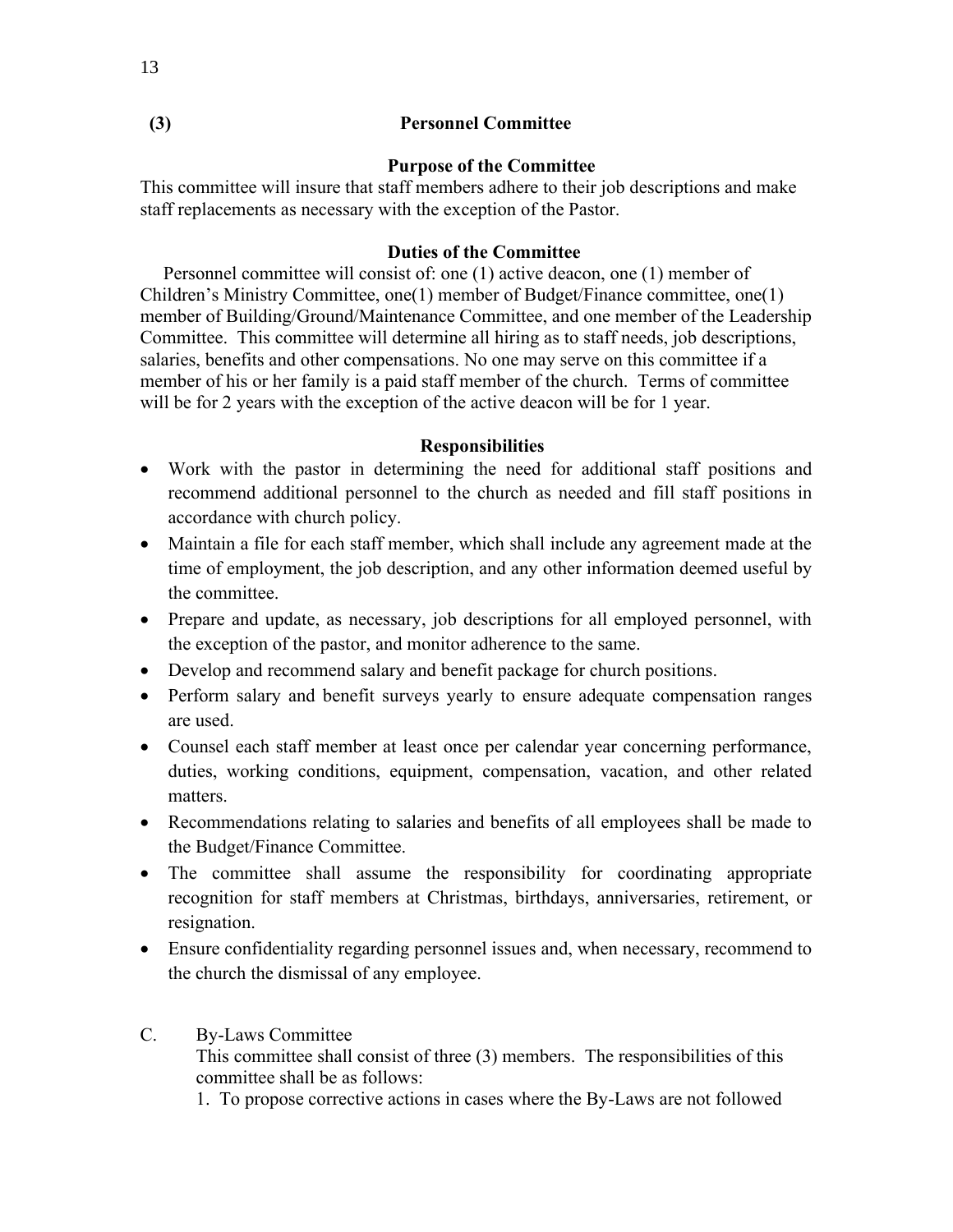### (3) Personnel Committee

**Purpose of the Committee**

This committee will insure that staff members adhere to their job descriptions and make staff replacements as necessary with the exception of the Pastor.

**Duties of the Committee**

Personnel committee will consist of: one (1) active deacon, one (1) member of Children's Ministry Committee, one(1) member of Budget/Finance committee, one(1) member of Building/Ground/Maintenance Committee, and one member of the Leadership Committee. This committee will determine all hiring as to staff needs, job descriptions, salaries, benefits and other compensations. No one may serve on this committee if a member of his or her family is a paid staff member of the church. Terms of committee will be for 2 years with the exception of the active deacon will be for 1 year.

**Responsibilities**

- Work with the pastor in determining the need for additional staff positions and recommend additional personnel to the church as needed and fill staff positions in accordance with church policy.
- Maintain a file for each staff member, which shall include any agreement made at the time of employment, the job description, and any other information deemed useful by the committee.
- Prepare and update, as necessary, job descriptions for all employed personnel, with the exception of the pastor, and monitor adherence to the same.
- Develop and recommend salary and benefit package for church positions.
- Perform salary and benefit surveys yearly to ensure adequate compensation ranges are used.
- Counsel each staff member at least once per calendar year concerning performance, duties, working conditions, equipment, compensation, vacation, and other related matters.
- Recommendations relating to salaries and benefits of all employees shall be made to the Budget/Finance Committee.
- The committee shall assume the responsibility for coordinating appropriate recognition for staff members at Christmas, birthdays, anniversaries, retirement, or resignation.
- Ensure confidentiality regarding personnel issues and, when necessary, recommend to the church the dismissal of any employee.

C. By-Laws Committee

This committee shall consist of three (3) members. The responsibilities of this committee shall be as follows:

1. To propose corrective actions in cases where the By-Laws are not followed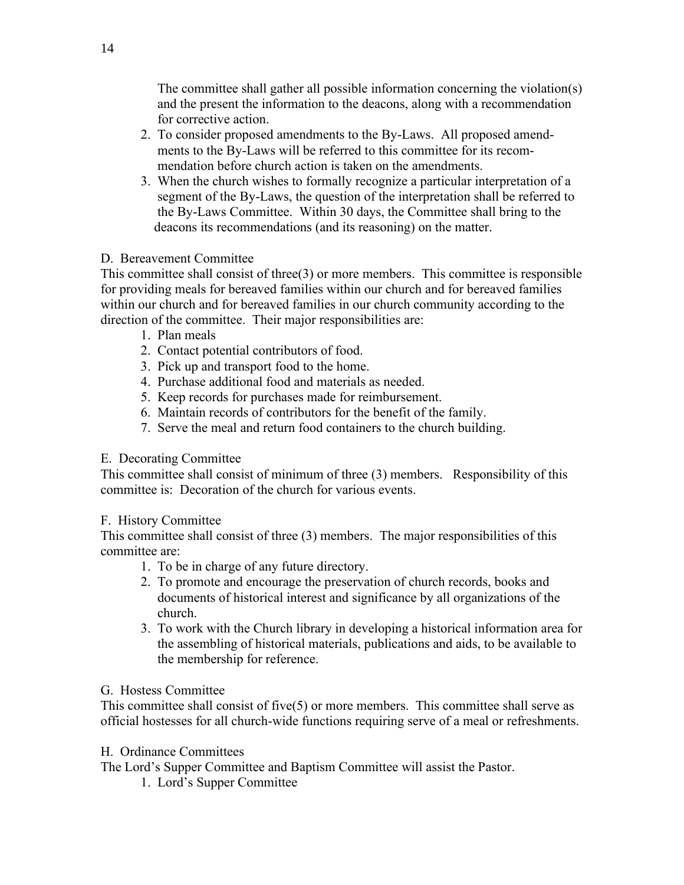The committee shall gather all possible information concerning the violation(s) and the present the information to the deacons, along with a recommendation for corrective action.

2. To consider proposed amendments to the By-Laws. All proposed amendments to the By-Laws will be referred to this committee for its recommendation before church action is taken on the amendments.
3. When the church wishes to formally recognize a particular interpretation of a segment of the By-Laws, the question of the interpretation shall be referred to the By-Laws Committee. Within 30 days, the Committee shall bring to the deacons its recommendations (and its reasoning) on the matter.

D. Bereavement Committee

This committee shall consist of three(3) or more members. This committee is responsible for providing meals for bereaved families within our church and for bereaved families within our church and for bereaved families in our church community according to the direction of the committee. Their major responsibilities are:

1. Plan meals
2. Contact potential contributors of food.
3. Pick up and transport food to the home.
4. Purchase additional food and materials as needed.
5. Keep records for purchases made for reimbursement.
6. Maintain records of contributors for the benefit of the family.
7. Serve the meal and return food containers to the church building.

E. Decorating Committee

This committee shall consist of minimum of three (3) members. Responsibility of this committee is: Decoration of the church for various events.

F. History Committee

This committee shall consist of three (3) members. The major responsibilities of this committee are:

1. To be in charge of any future directory.
2. To promote and encourage the preservation of church records, books and documents of historical interest and significance by all organizations of the church.
3. To work with the Church library in developing a historical information area for the assembling of historical materials, publications and aids, to be available to the membership for reference.

G. Hostess Committee

This committee shall consist of five(5) or more members. This committee shall serve as official hostesses for all church-wide functions requiring serve of a meal or refreshments.

H. Ordinance Committees

The Lord's Supper Committee and Baptism Committee will assist the Pastor.

1. Lord's Supper Committee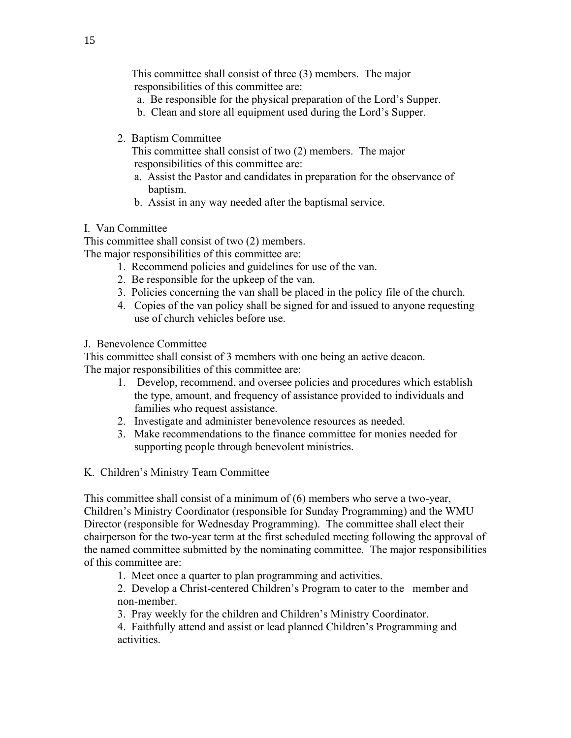This committee shall consist of three (3) members. The major responsibilities of this committee are:

a. Be responsible for the physical preparation of the Lord's Supper.
b. Clean and store all equipment used during the Lord's Supper.

2. Baptism Committee

This committee shall consist of two (2) members. The major responsibilities of this committee are:

a. Assist the Pastor and candidates in preparation for the observance of baptism.
b. Assist in any way needed after the baptismal service.

I. Van Committee

This committee shall consist of two (2) members.
The major responsibilities of this committee are:

1. Recommend policies and guidelines for use of the van.
2. Be responsible for the upkeep of the van.
3. Policies concerning the van shall be placed in the policy file of the church.
4. Copies of the van policy shall be signed for and issued to anyone requesting use of church vehicles before use.

J. Benevolence Committee

This committee shall consist of 3 members with one being an active deacon.
The major responsibilities of this committee are:

1. Develop, recommend, and oversee policies and procedures which establish the type, amount, and frequency of assistance provided to individuals and families who request assistance.
2. Investigate and administer benevolence resources as needed.
3. Make recommendations to the finance committee for monies needed for supporting people through benevolent ministries.

K. Children's Ministry Team Committee

This committee shall consist of a minimum of (6) members who serve a two-year, Children's Ministry Coordinator (responsible for Sunday Programming) and the WMU Director (responsible for Wednesday Programming). The committee shall elect their chairperson for the two-year term at the first scheduled meeting following the approval of the named committee submitted by the nominating committee. The major responsibilities of this committee are:

1. Meet once a quarter to plan programming and activities.
2. Develop a Christ-centered Children's Program to cater to the member and non-member.
3. Pray weekly for the children and Children's Ministry Coordinator.
4. Faithfully attend and assist or lead planned Children's Programming and activities.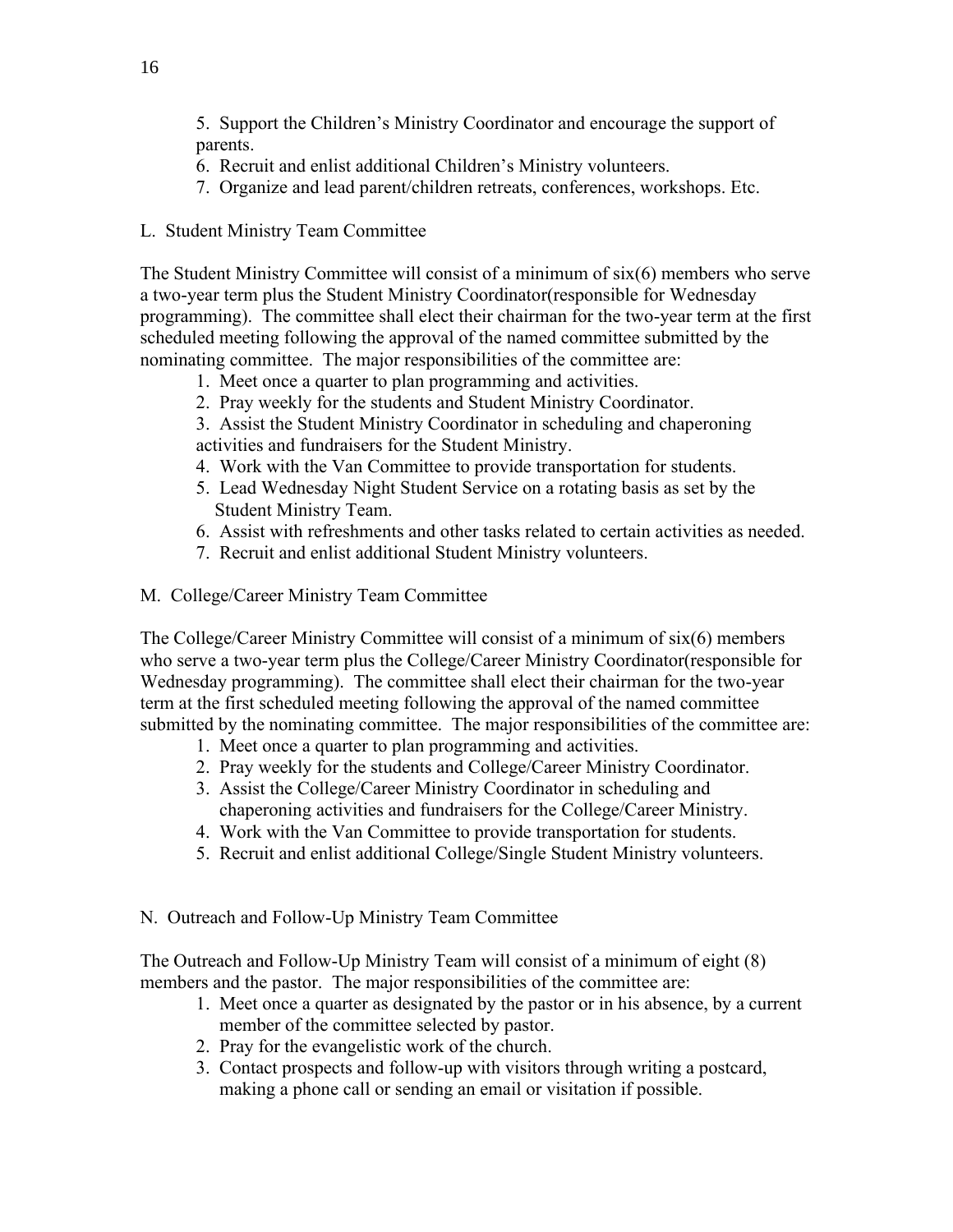5. Support the Children's Ministry Coordinator and encourage the support of parents.
6. Recruit and enlist additional Children's Ministry volunteers.
7. Organize and lead parent/children retreats, conferences, workshops. Etc.

L. Student Ministry Team Committee

The Student Ministry Committee will consist of a minimum of six(6) members who serve a two-year term plus the Student Ministry Coordinator(responsible for Wednesday programming). The committee shall elect their chairman for the two-year term at the first scheduled meeting following the approval of the named committee submitted by the nominating committee. The major responsibilities of the committee are:

1. Meet once a quarter to plan programming and activities.
2. Pray weekly for the students and Student Ministry Coordinator.
3. Assist the Student Ministry Coordinator in scheduling and chaperoning activities and fundraisers for the Student Ministry.
4. Work with the Van Committee to provide transportation for students.
5. Lead Wednesday Night Student Service on a rotating basis as set by the Student Ministry Team.
6. Assist with refreshments and other tasks related to certain activities as needed.
7. Recruit and enlist additional Student Ministry volunteers.

M. College/Career Ministry Team Committee

The College/Career Ministry Committee will consist of a minimum of six(6) members who serve a two-year term plus the College/Career Ministry Coordinator(responsible for Wednesday programming). The committee shall elect their chairman for the two-year term at the first scheduled meeting following the approval of the named committee submitted by the nominating committee. The major responsibilities of the committee are:

1. Meet once a quarter to plan programming and activities.
2. Pray weekly for the students and College/Career Ministry Coordinator.
3. Assist the College/Career Ministry Coordinator in scheduling and chaperoning activities and fundraisers for the College/Career Ministry.
4. Work with the Van Committee to provide transportation for students.
5. Recruit and enlist additional College/Single Student Ministry volunteers.

N. Outreach and Follow-Up Ministry Team Committee

The Outreach and Follow-Up Ministry Team will consist of a minimum of eight (8) members and the pastor. The major responsibilities of the committee are:

1. Meet once a quarter as designated by the pastor or in his absence, by a current member of the committee selected by pastor.
2. Pray for the evangelistic work of the church.
3. Contact prospects and follow-up with visitors through writing a postcard, making a phone call or sending an email or visitation if possible.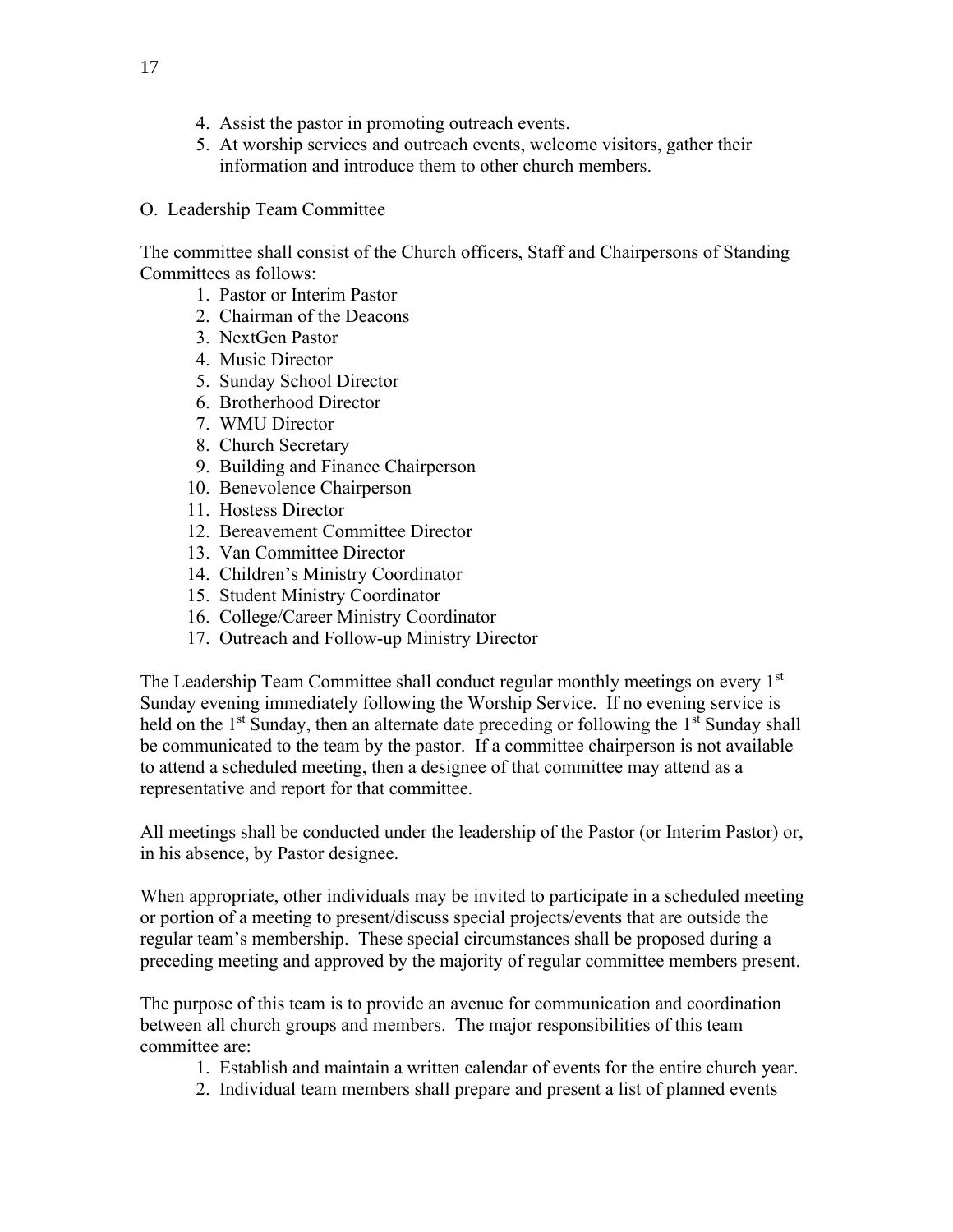4. Assist the pastor in promoting outreach events.
5. At worship services and outreach events, welcome visitors, gather their information and introduce them to other church members.

O. Leadership Team Committee

The committee shall consist of the Church officers, Staff and Chairpersons of Standing Committees as follows:

1. Pastor or Interim Pastor
2. Chairman of the Deacons
3. NextGen Pastor
4. Music Director
5. Sunday School Director
6. Brotherhood Director
7. WMU Director
8. Church Secretary
9. Building and Finance Chairperson
10. Benevolence Chairperson
11. Hostess Director
12. Bereavement Committee Director
13. Van Committee Director
14. Children's Ministry Coordinator
15. Student Ministry Coordinator
16. College/Career Ministry Coordinator
17. Outreach and Follow-up Ministry Director

The Leadership Team Committee shall conduct regular monthly meetings on every 1st Sunday evening immediately following the Worship Service. If no evening service is held on the 1st Sunday, then an alternate date preceding or following the 1st Sunday shall be communicated to the team by the pastor. If a committee chairperson is not available to attend a scheduled meeting, then a designee of that committee may attend as a representative and report for that committee.

All meetings shall be conducted under the leadership of the Pastor (or Interim Pastor) or, in his absence, by Pastor designee.

When appropriate, other individuals may be invited to participate in a scheduled meeting or portion of a meeting to present/discuss special projects/events that are outside the regular team's membership. These special circumstances shall be proposed during a preceding meeting and approved by the majority of regular committee members present.

The purpose of this team is to provide an avenue for communication and coordination between all church groups and members. The major responsibilities of this team committee are:

1. Establish and maintain a written calendar of events for the entire church year.
2. Individual team members shall prepare and present a list of planned events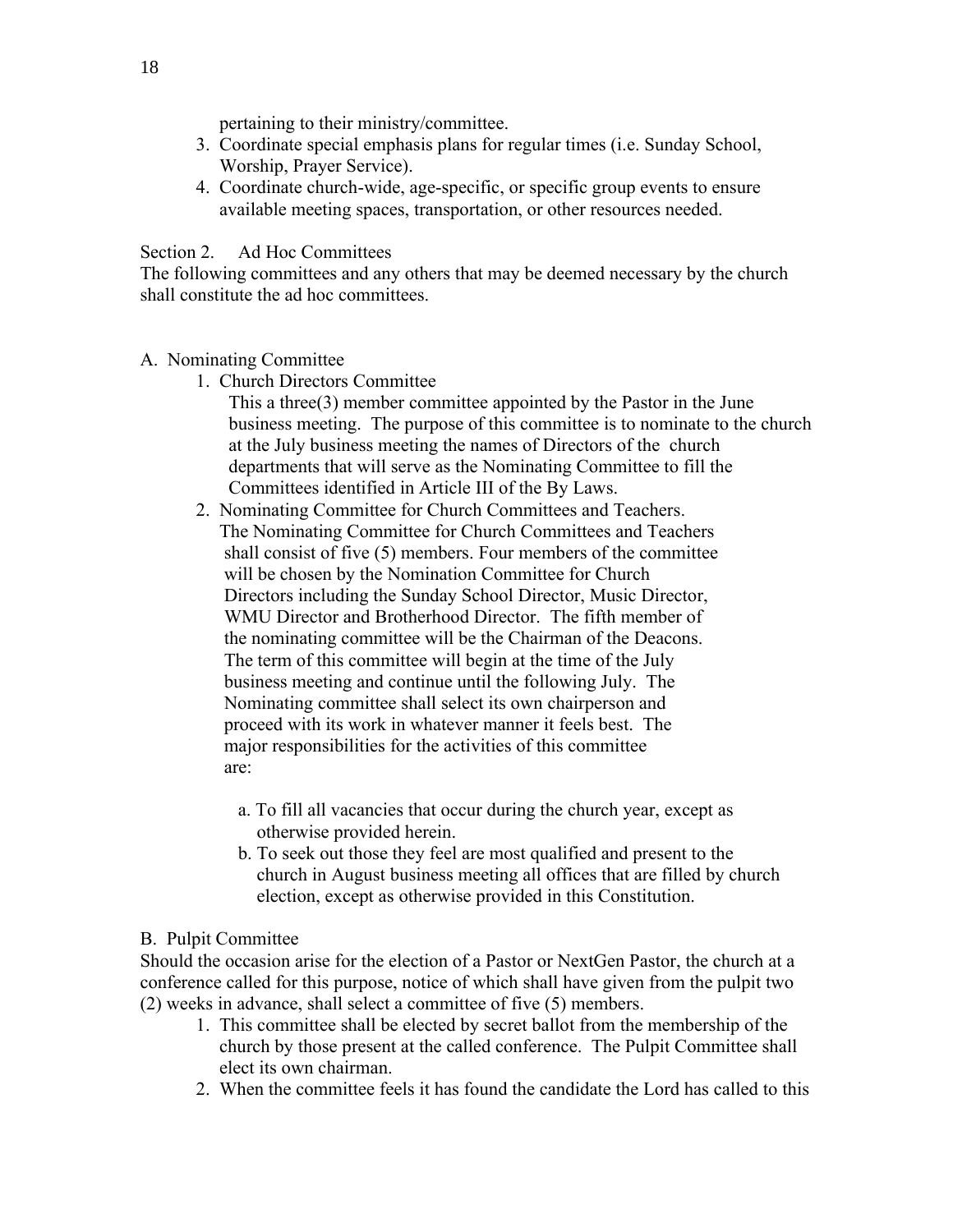pertaining to their ministry/committee.

3. Coordinate special emphasis plans for regular times (i.e. Sunday School, Worship, Prayer Service).
4. Coordinate church-wide, age-specific, or specific group events to ensure available meeting spaces, transportation, or other resources needed.

Section 2. Ad Hoc Committees

The following committees and any others that may be deemed necessary by the church shall constitute the ad hoc committees.

A. Nominating Committee

1. Church Directors Committee

   This a three(3) member committee appointed by the Pastor in the June business meeting. The purpose of this committee is to nominate to the church at the July business meeting the names of Directors of the church departments that will serve as the Nominating Committee to fill the Committees identified in Article III of the By Laws.

2. Nominating Committee for Church Committees and Teachers.

   The Nominating Committee for Church Committees and Teachers shall consist of five (5) members. Four members of the committee will be chosen by the Nomination Committee for Church Directors including the Sunday School Director, Music Director, WMU Director and Brotherhood Director. The fifth member of the nominating committee will be the Chairman of the Deacons. The term of this committee will begin at the time of the July business meeting and continue until the following July. The Nominating committee shall select its own chairperson and proceed with its work in whatever manner it feels best. The major responsibilities for the activities of this committee are:

   a. To fill all vacancies that occur during the church year, except as otherwise provided herein.
   b. To seek out those they feel are most qualified and present to the church in August business meeting all offices that are filled by church election, except as otherwise provided in this Constitution.

B. Pulpit Committee

Should the occasion arise for the election of a Pastor or NextGen Pastor, the church at a conference called for this purpose, notice of which shall have given from the pulpit two (2) weeks in advance, shall select a committee of five (5) members.

1. This committee shall be elected by secret ballot from the membership of the church by those present at the called conference. The Pulpit Committee shall elect its own chairman.
2. When the committee feels it has found the candidate the Lord has called to this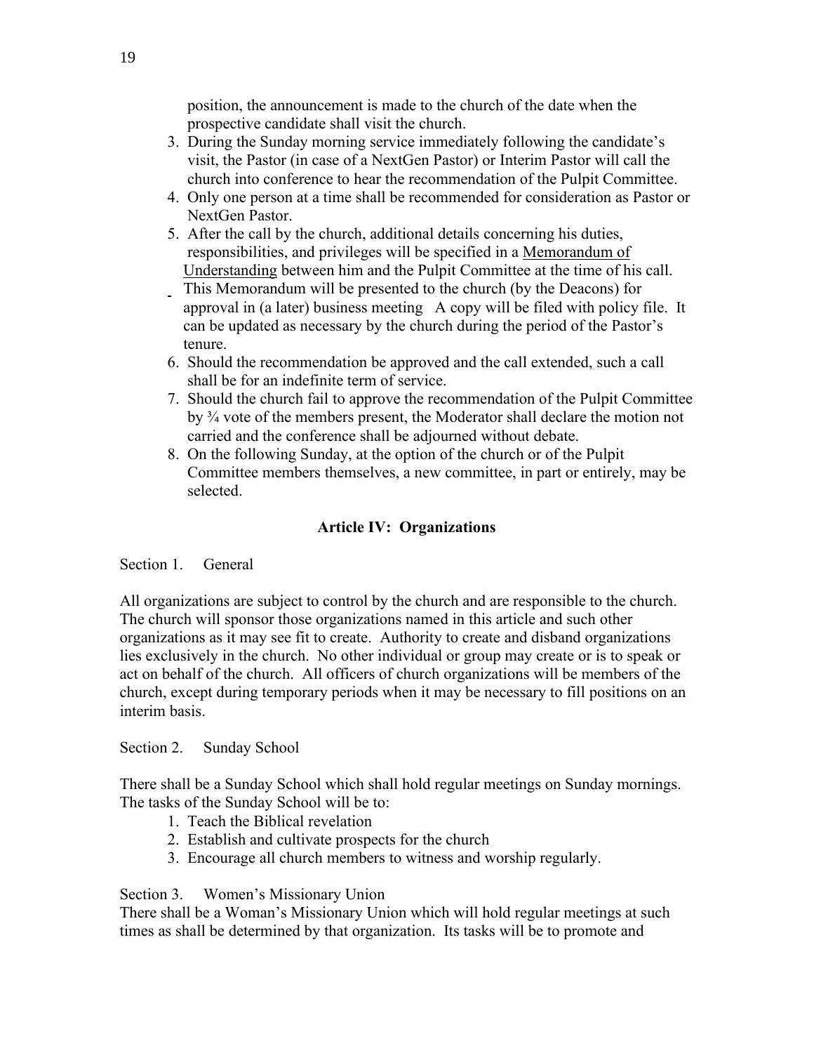position, the announcement is made to the church of the date when the prospective candidate shall visit the church.

3. During the Sunday morning service immediately following the candidate's visit, the Pastor (in case of a NextGen Pastor) or Interim Pastor will call the church into conference to hear the recommendation of the Pulpit Committee.
4. Only one person at a time shall be recommended for consideration as Pastor or NextGen Pastor.
5. After the call by the church, additional details concerning his duties, responsibilities, and privileges will be specified in a <u>Memorandum of Understanding</u> between him and the Pulpit Committee at the time of his call. This Memorandum will be presented to the church (by the Deacons) for approval in (a later) business meeting A copy will be filed with policy file. It can be updated as necessary by the church during the period of the Pastor's tenure.
6. Should the recommendation be approved and the call extended, such a call shall be for an indefinite term of service.
7. Should the church fail to approve the recommendation of the Pulpit Committee by ¾ vote of the members present, the Moderator shall declare the motion not carried and the conference shall be adjourned without debate.
8. On the following Sunday, at the option of the church or of the Pulpit Committee members themselves, a new committee, in part or entirely, may be selected.

## Article IV: Organizations

Section 1. General

All organizations are subject to control by the church and are responsible to the church. The church will sponsor those organizations named in this article and such other organizations as it may see fit to create. Authority to create and disband organizations lies exclusively in the church. No other individual or group may create or is to speak or act on behalf of the church. All officers of church organizations will be members of the church, except during temporary periods when it may be necessary to fill positions on an interim basis.

Section 2. Sunday School

There shall be a Sunday School which shall hold regular meetings on Sunday mornings. The tasks of the Sunday School will be to:

1. Teach the Biblical revelation
2. Establish and cultivate prospects for the church
3. Encourage all church members to witness and worship regularly.

Section 3. Women's Missionary Union

There shall be a Woman's Missionary Union which will hold regular meetings at such times as shall be determined by that organization. Its tasks will be to promote and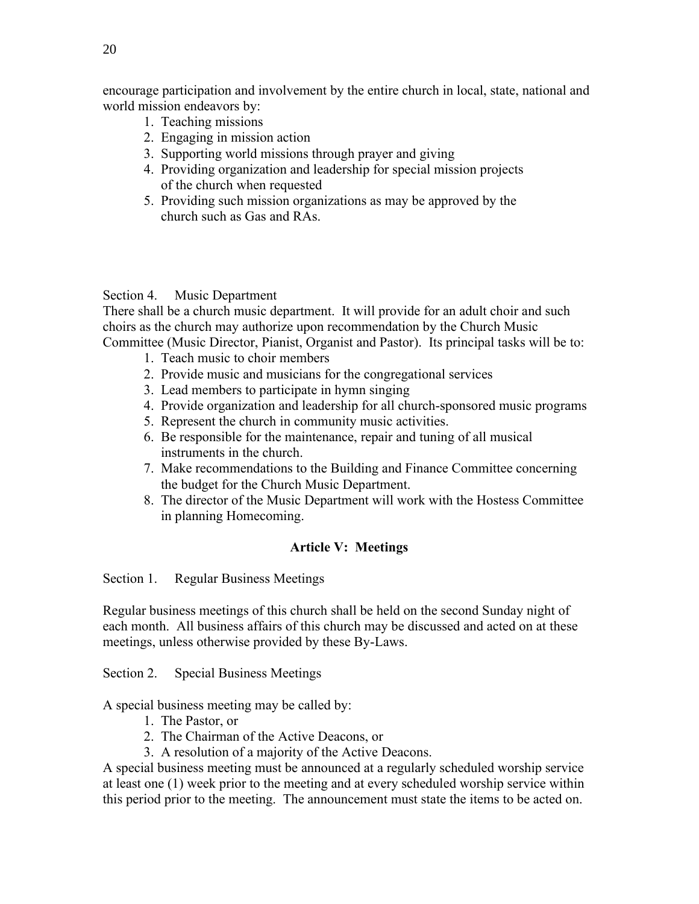encourage participation and involvement by the entire church in local, state, national and world mission endeavors by:

1. Teaching missions
2. Engaging in mission action
3. Supporting world missions through prayer and giving
4. Providing organization and leadership for special mission projects of the church when requested
5. Providing such mission organizations as may be approved by the church such as Gas and RAs.

Section 4. Music Department

There shall be a church music department. It will provide for an adult choir and such choirs as the church may authorize upon recommendation by the Church Music Committee (Music Director, Pianist, Organist and Pastor). Its principal tasks will be to:

1. Teach music to choir members
2. Provide music and musicians for the congregational services
3. Lead members to participate in hymn singing
4. Provide organization and leadership for all church-sponsored music programs
5. Represent the church in community music activities.
6. Be responsible for the maintenance, repair and tuning of all musical instruments in the church.
7. Make recommendations to the Building and Finance Committee concerning the budget for the Church Music Department.
8. The director of the Music Department will work with the Hostess Committee in planning Homecoming.

## Article V: Meetings

Section 1. Regular Business Meetings

Regular business meetings of this church shall be held on the second Sunday night of each month. All business affairs of this church may be discussed and acted on at these meetings, unless otherwise provided by these By-Laws.

Section 2. Special Business Meetings

A special business meeting may be called by:

1. The Pastor, or
2. The Chairman of the Active Deacons, or
3. A resolution of a majority of the Active Deacons.

A special business meeting must be announced at a regularly scheduled worship service at least one (1) week prior to the meeting and at every scheduled worship service within this period prior to the meeting. The announcement must state the items to be acted on.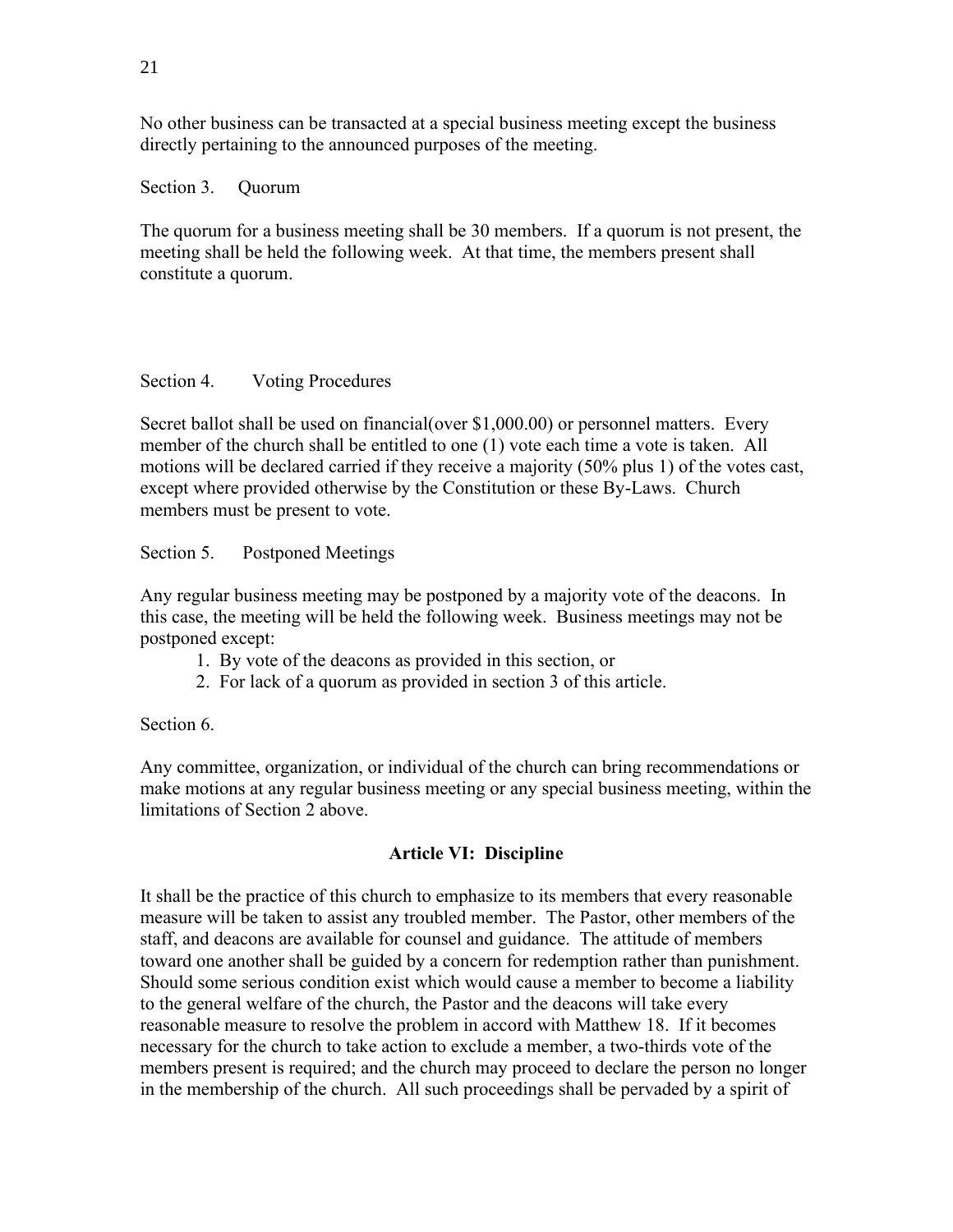No other business can be transacted at a special business meeting except the business directly pertaining to the announced purposes of the meeting.

Section 3. Quorum

The quorum for a business meeting shall be 30 members. If a quorum is not present, the meeting shall be held the following week. At that time, the members present shall constitute a quorum.

Section 4. Voting Procedures

Secret ballot shall be used on financial(over $1,000.00) or personnel matters. Every member of the church shall be entitled to one (1) vote each time a vote is taken. All motions will be declared carried if they receive a majority (50% plus 1) of the votes cast, except where provided otherwise by the Constitution or these By-Laws. Church members must be present to vote.

Section 5. Postponed Meetings

Any regular business meeting may be postponed by a majority vote of the deacons. In this case, the meeting will be held the following week. Business meetings may not be postponed except:

1. By vote of the deacons as provided in this section, or
2. For lack of a quorum as provided in section 3 of this article.

Section 6.

Any committee, organization, or individual of the church can bring recommendations or make motions at any regular business meeting or any special business meeting, within the limitations of Section 2 above.

## Article VI: Discipline

It shall be the practice of this church to emphasize to its members that every reasonable measure will be taken to assist any troubled member. The Pastor, other members of the staff, and deacons are available for counsel and guidance. The attitude of members toward one another shall be guided by a concern for redemption rather than punishment. Should some serious condition exist which would cause a member to become a liability to the general welfare of the church, the Pastor and the deacons will take every reasonable measure to resolve the problem in accord with Matthew 18. If it becomes necessary for the church to take action to exclude a member, a two-thirds vote of the members present is required; and the church may proceed to declare the person no longer in the membership of the church. All such proceedings shall be pervaded by a spirit of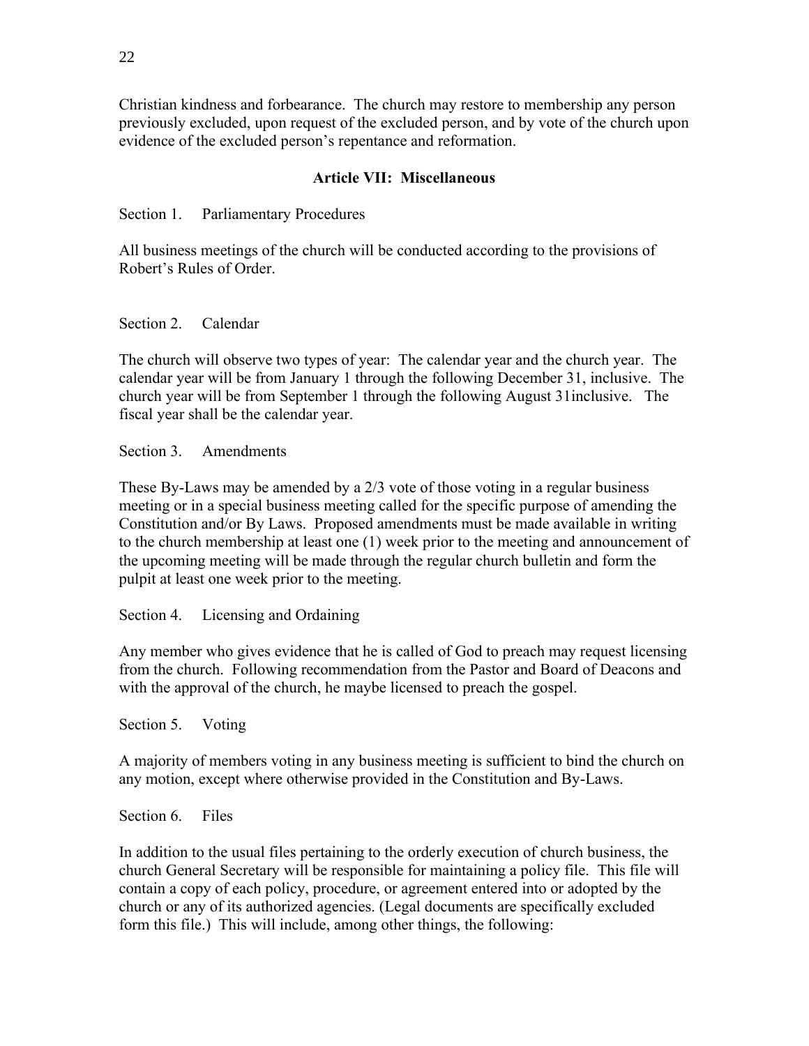Christian kindness and forbearance. The church may restore to membership any person previously excluded, upon request of the excluded person, and by vote of the church upon evidence of the excluded person's repentance and reformation.

## Article VII: Miscellaneous

Section 1. Parliamentary Procedures

All business meetings of the church will be conducted according to the provisions of Robert's Rules of Order.

Section 2. Calendar

The church will observe two types of year: The calendar year and the church year. The calendar year will be from January 1 through the following December 31, inclusive. The church year will be from September 1 through the following August 31inclusive. The fiscal year shall be the calendar year.

Section 3. Amendments

These By-Laws may be amended by a 2/3 vote of those voting in a regular business meeting or in a special business meeting called for the specific purpose of amending the Constitution and/or By Laws. Proposed amendments must be made available in writing to the church membership at least one (1) week prior to the meeting and announcement of the upcoming meeting will be made through the regular church bulletin and form the pulpit at least one week prior to the meeting.

Section 4. Licensing and Ordaining

Any member who gives evidence that he is called of God to preach may request licensing from the church. Following recommendation from the Pastor and Board of Deacons and with the approval of the church, he maybe licensed to preach the gospel.

Section 5. Voting

A majority of members voting in any business meeting is sufficient to bind the church on any motion, except where otherwise provided in the Constitution and By-Laws.

Section 6. Files

In addition to the usual files pertaining to the orderly execution of church business, the church General Secretary will be responsible for maintaining a policy file. This file will contain a copy of each policy, procedure, or agreement entered into or adopted by the church or any of its authorized agencies. (Legal documents are specifically excluded form this file.) This will include, among other things, the following: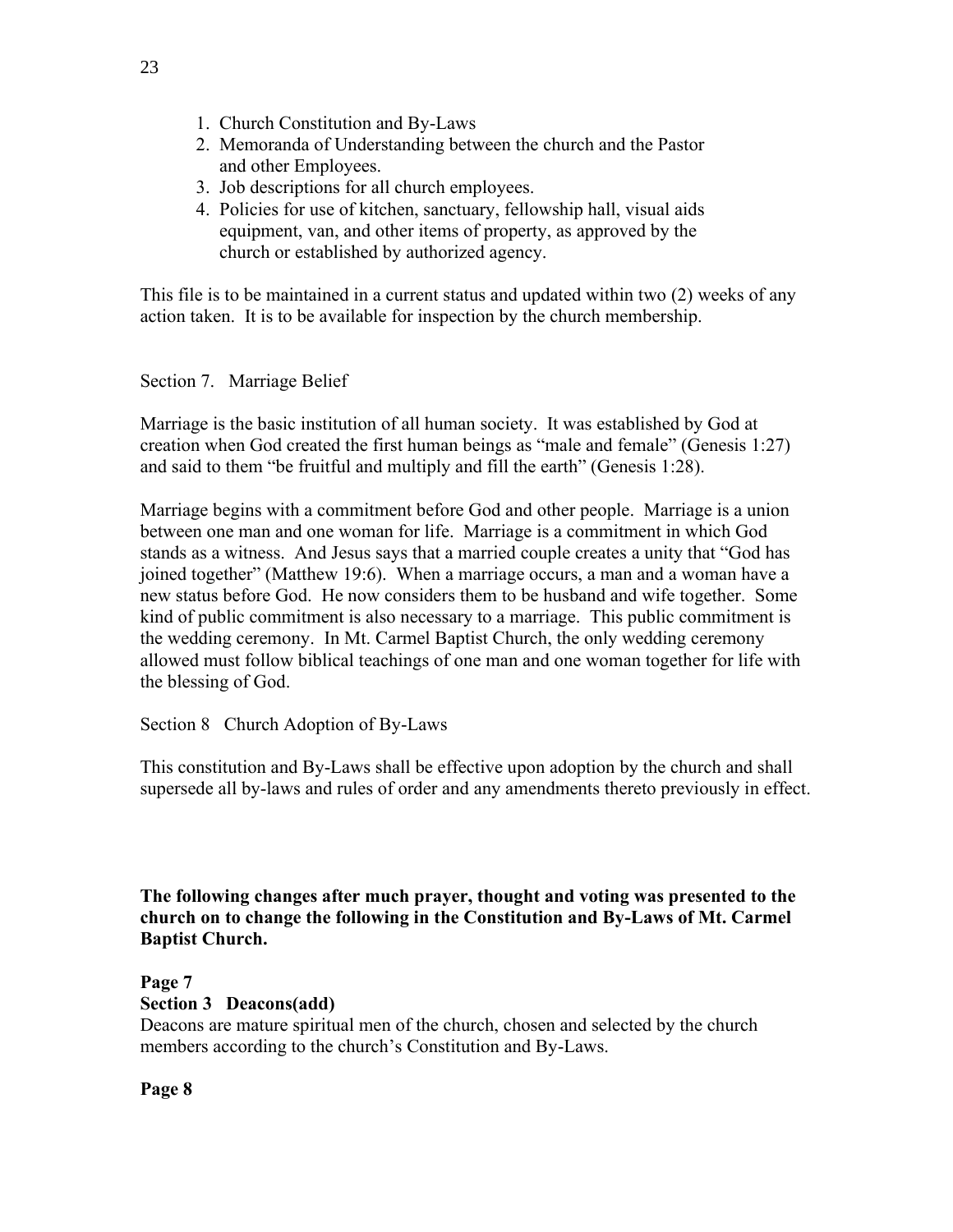1. Church Constitution and By-Laws
2. Memoranda of Understanding between the church and the Pastor and other Employees.
3. Job descriptions for all church employees.
4. Policies for use of kitchen, sanctuary, fellowship hall, visual aids equipment, van, and other items of property, as approved by the church or established by authorized agency.

This file is to be maintained in a current status and updated within two (2) weeks of any action taken. It is to be available for inspection by the church membership.

Section 7. Marriage Belief

Marriage is the basic institution of all human society. It was established by God at creation when God created the first human beings as "male and female" (Genesis 1:27) and said to them "be fruitful and multiply and fill the earth" (Genesis 1:28).

Marriage begins with a commitment before God and other people. Marriage is a union between one man and one woman for life. Marriage is a commitment in which God stands as a witness. And Jesus says that a married couple creates a unity that "God has joined together" (Matthew 19:6). When a marriage occurs, a man and a woman have a new status before God. He now considers them to be husband and wife together. Some kind of public commitment is also necessary to a marriage. This public commitment is the wedding ceremony. In Mt. Carmel Baptist Church, the only wedding ceremony allowed must follow biblical teachings of one man and one woman together for life with the blessing of God.

Section 8 Church Adoption of By-Laws

This constitution and By-Laws shall be effective upon adoption by the church and shall supersede all by-laws and rules of order and any amendments thereto previously in effect.

**The following changes after much prayer, thought and voting was presented to the church on to change the following in the Constitution and By-Laws of Mt. Carmel Baptist Church.**

**Page 7**
**Section 3 Deacons(add)**
Deacons are mature spiritual men of the church, chosen and selected by the church members according to the church's Constitution and By-Laws.

**Page 8**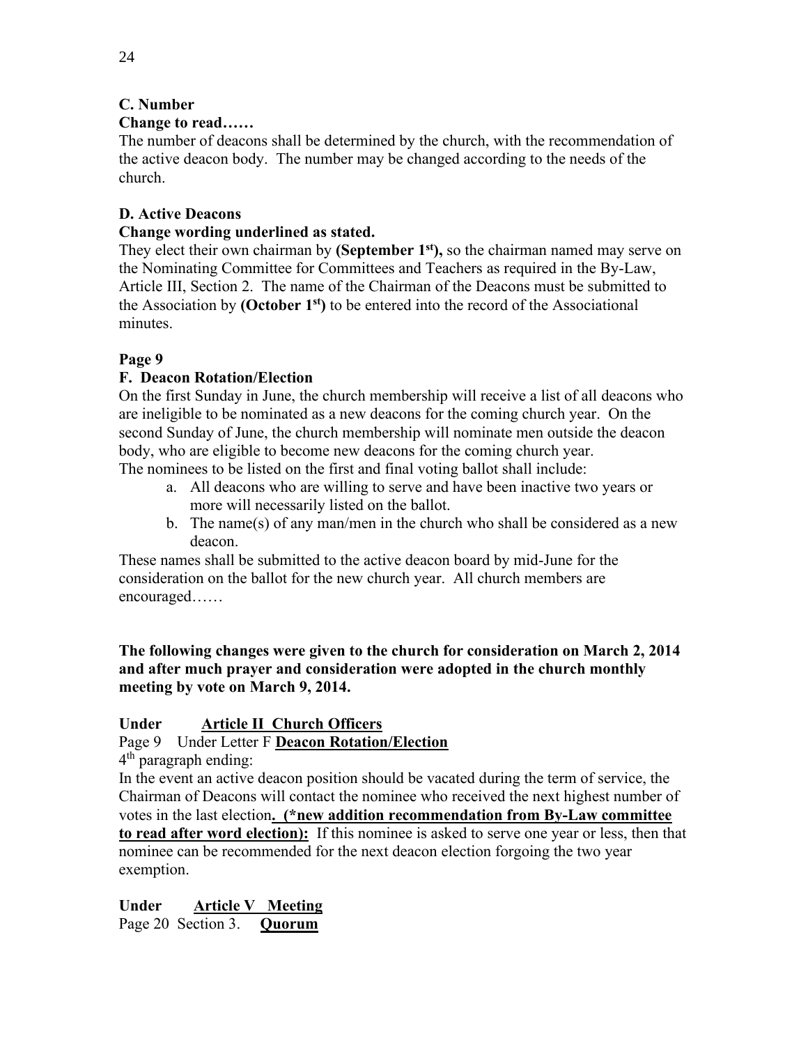**C. Number**

**Change to read……**

The number of deacons shall be determined by the church, with the recommendation of the active deacon body. The number may be changed according to the needs of the church.

**D. Active Deacons**

**Change wording underlined as stated.**

They elect their own chairman by **(September 1st),** so the chairman named may serve on the Nominating Committee for Committees and Teachers as required in the By-Law, Article III, Section 2. The name of the Chairman of the Deacons must be submitted to the Association by **(October 1st)** to be entered into the record of the Associational minutes.

**Page 9**

**F. Deacon Rotation/Election**

On the first Sunday in June, the church membership will receive a list of all deacons who are ineligible to be nominated as a new deacons for the coming church year. On the second Sunday of June, the church membership will nominate men outside the deacon body, who are eligible to become new deacons for the coming church year.
The nominees to be listed on the first and final voting ballot shall include:

a. All deacons who are willing to serve and have been inactive two years or more will necessarily listed on the ballot.
b. The name(s) of any man/men in the church who shall be considered as a new deacon.

These names shall be submitted to the active deacon board by mid-June for the consideration on the ballot for the new church year. All church members are encouraged……

**The following changes were given to the church for consideration on March 2, 2014 and after much prayer and consideration were adopted in the church monthly meeting by vote on March 9, 2014.**

**Under** **<u>Article II Church Officers</u>**

Page 9 Under Letter F **<u>Deacon Rotation/Election</u>**

4th paragraph ending:

In the event an active deacon position should be vacated during the term of service, the Chairman of Deacons will contact the nominee who received the next highest number of votes in the last election**<u>. (*new addition recommendation from By-Law committee to read after word election):</u>** If this nominee is asked to serve one year or less, then that nominee can be recommended for the next deacon election forgoing the two year exemption.

**Under** **<u>Article V Meeting</u>**

Page 20 Section 3. **<u>Quorum</u>**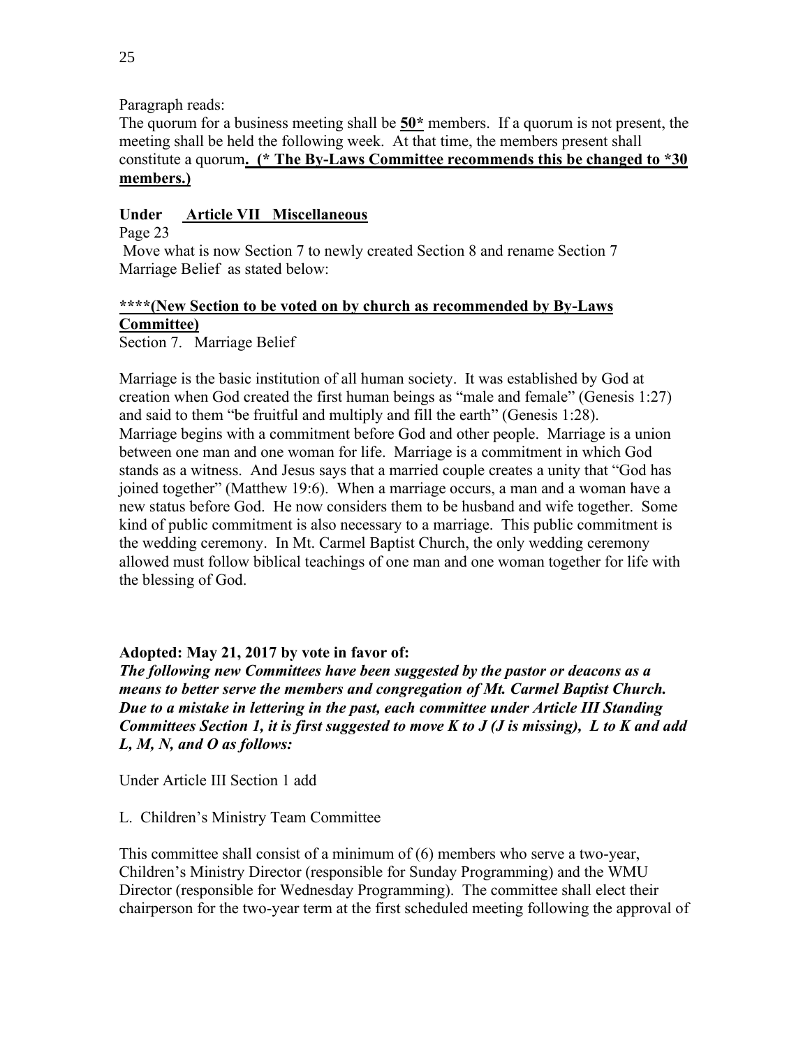Paragraph reads:
The quorum for a business meeting shall be **<u>50*</u>** members. If a quorum is not present, the meeting shall be held the following week. At that time, the members present shall constitute a quorum**<u>. (* The By-Laws Committee recommends this be changed to *30 members.)</u>**

**Under <u>Article VII Miscellaneous</u>**

Page 23

Move what is now Section 7 to newly created Section 8 and rename Section 7 Marriage Belief as stated below:

**<u>****(New Section to be voted on by church as recommended by By-Laws Committee)</u>**

Section 7. Marriage Belief

Marriage is the basic institution of all human society. It was established by God at creation when God created the first human beings as "male and female" (Genesis 1:27) and said to them "be fruitful and multiply and fill the earth" (Genesis 1:28). Marriage begins with a commitment before God and other people. Marriage is a union between one man and one woman for life. Marriage is a commitment in which God stands as a witness. And Jesus says that a married couple creates a unity that "God has joined together" (Matthew 19:6). When a marriage occurs, a man and a woman have a new status before God. He now considers them to be husband and wife together. Some kind of public commitment is also necessary to a marriage. This public commitment is the wedding ceremony. In Mt. Carmel Baptist Church, the only wedding ceremony allowed must follow biblical teachings of one man and one woman together for life with the blessing of God.

**Adopted: May 21, 2017 by vote in favor of:**

***The following new Committees have been suggested by the pastor or deacons as a means to better serve the members and congregation of Mt. Carmel Baptist Church. Due to a mistake in lettering in the past, each committee under Article III Standing Committees Section 1, it is first suggested to move K to J (J is missing), L to K and add L, M, N, and O as follows:***

Under Article III Section 1 add

L. Children's Ministry Team Committee

This committee shall consist of a minimum of (6) members who serve a two-year, Children's Ministry Director (responsible for Sunday Programming) and the WMU Director (responsible for Wednesday Programming). The committee shall elect their chairperson for the two-year term at the first scheduled meeting following the approval of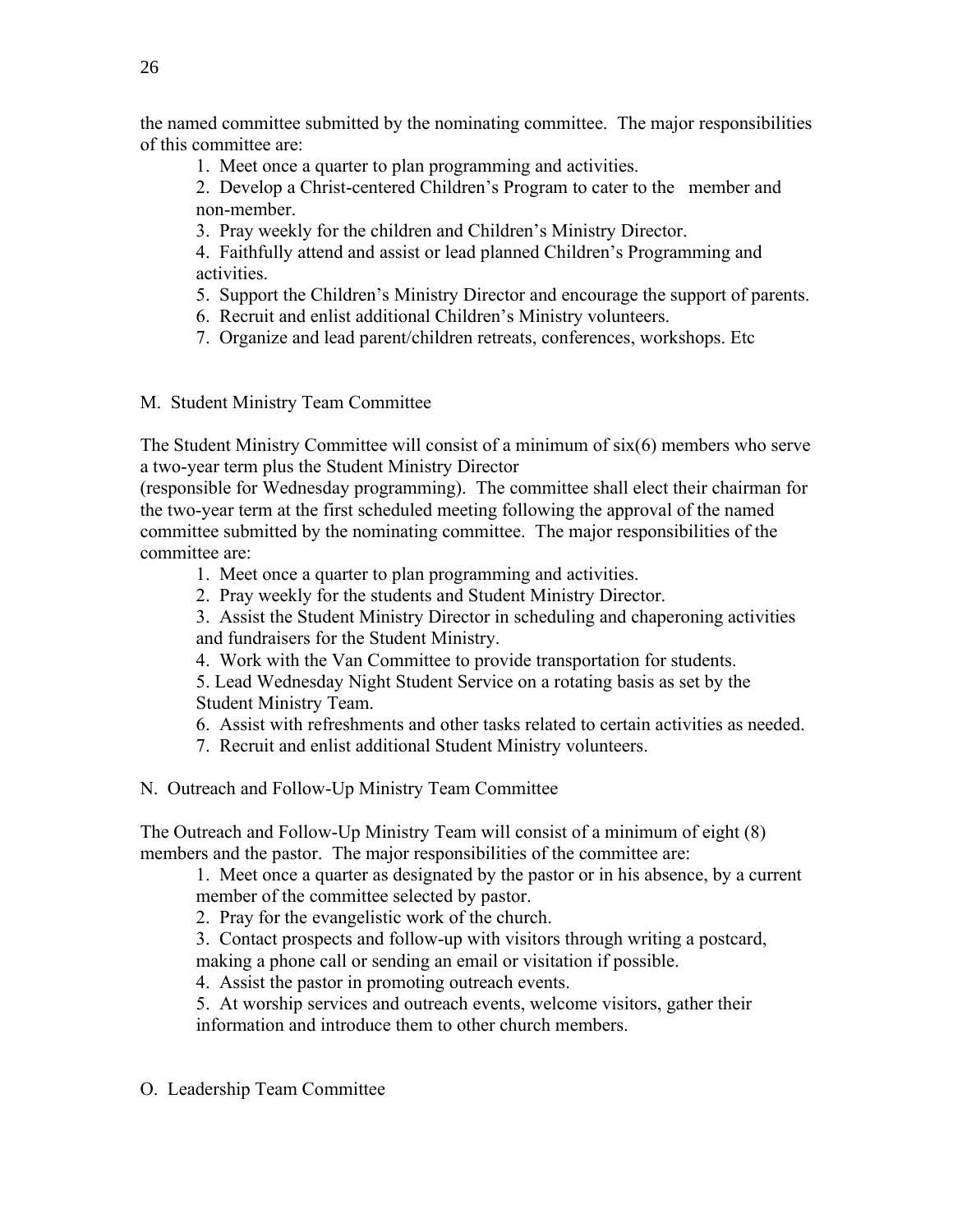the named committee submitted by the nominating committee. The major responsibilities of this committee are:

1. Meet once a quarter to plan programming and activities.
2. Develop a Christ-centered Children's Program to cater to the member and non-member.
3. Pray weekly for the children and Children's Ministry Director.
4. Faithfully attend and assist or lead planned Children's Programming and activities.
5. Support the Children's Ministry Director and encourage the support of parents.
6. Recruit and enlist additional Children's Ministry volunteers.
7. Organize and lead parent/children retreats, conferences, workshops. Etc

M. Student Ministry Team Committee

The Student Ministry Committee will consist of a minimum of six(6) members who serve a two-year term plus the Student Ministry Director (responsible for Wednesday programming). The committee shall elect their chairman for the two-year term at the first scheduled meeting following the approval of the named committee submitted by the nominating committee. The major responsibilities of the committee are:

1. Meet once a quarter to plan programming and activities.
2. Pray weekly for the students and Student Ministry Director.
3. Assist the Student Ministry Director in scheduling and chaperoning activities and fundraisers for the Student Ministry.
4. Work with the Van Committee to provide transportation for students.
5. Lead Wednesday Night Student Service on a rotating basis as set by the Student Ministry Team.
6. Assist with refreshments and other tasks related to certain activities as needed.
7. Recruit and enlist additional Student Ministry volunteers.

N. Outreach and Follow-Up Ministry Team Committee

The Outreach and Follow-Up Ministry Team will consist of a minimum of eight (8) members and the pastor. The major responsibilities of the committee are:

1. Meet once a quarter as designated by the pastor or in his absence, by a current member of the committee selected by pastor.
2. Pray for the evangelistic work of the church.
3. Contact prospects and follow-up with visitors through writing a postcard, making a phone call or sending an email or visitation if possible.
4. Assist the pastor in promoting outreach events.
5. At worship services and outreach events, welcome visitors, gather their information and introduce them to other church members.

O. Leadership Team Committee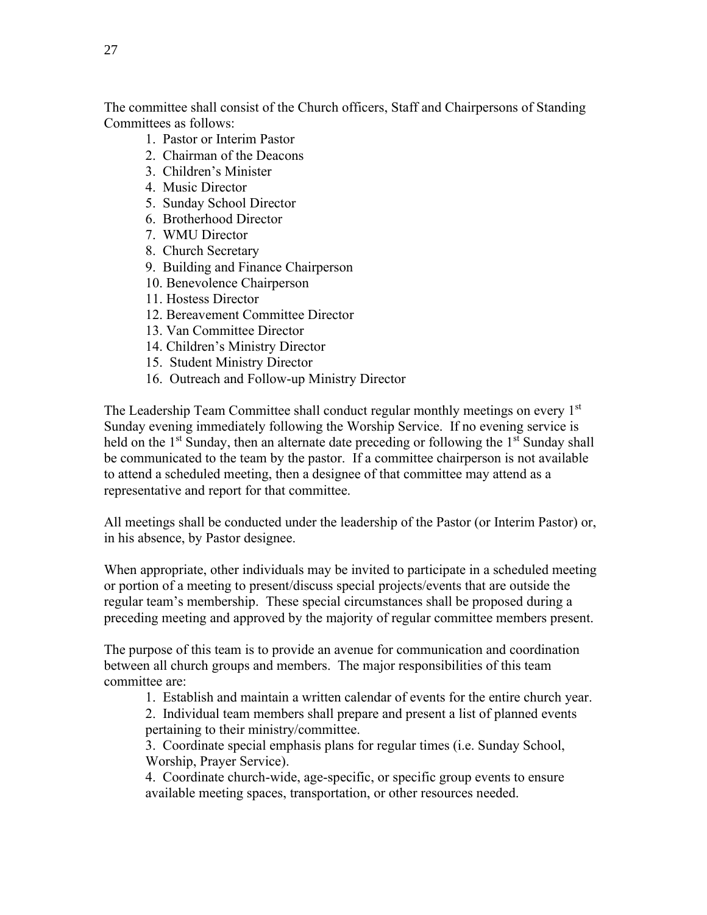The committee shall consist of the Church officers, Staff and Chairpersons of Standing Committees as follows:

1. Pastor or Interim Pastor
2. Chairman of the Deacons
3. Children's Minister
4. Music Director
5. Sunday School Director
6. Brotherhood Director
7. WMU Director
8. Church Secretary
9. Building and Finance Chairperson
10. Benevolence Chairperson
11. Hostess Director
12. Bereavement Committee Director
13. Van Committee Director
14. Children's Ministry Director
15. Student Ministry Director
16. Outreach and Follow-up Ministry Director

The Leadership Team Committee shall conduct regular monthly meetings on every 1st Sunday evening immediately following the Worship Service. If no evening service is held on the 1st Sunday, then an alternate date preceding or following the 1st Sunday shall be communicated to the team by the pastor. If a committee chairperson is not available to attend a scheduled meeting, then a designee of that committee may attend as a representative and report for that committee.

All meetings shall be conducted under the leadership of the Pastor (or Interim Pastor) or, in his absence, by Pastor designee.

When appropriate, other individuals may be invited to participate in a scheduled meeting or portion of a meeting to present/discuss special projects/events that are outside the regular team's membership. These special circumstances shall be proposed during a preceding meeting and approved by the majority of regular committee members present.

The purpose of this team is to provide an avenue for communication and coordination between all church groups and members. The major responsibilities of this team committee are:

1. Establish and maintain a written calendar of events for the entire church year.
2. Individual team members shall prepare and present a list of planned events pertaining to their ministry/committee.
3. Coordinate special emphasis plans for regular times (i.e. Sunday School, Worship, Prayer Service).
4. Coordinate church-wide, age-specific, or specific group events to ensure available meeting spaces, transportation, or other resources needed.